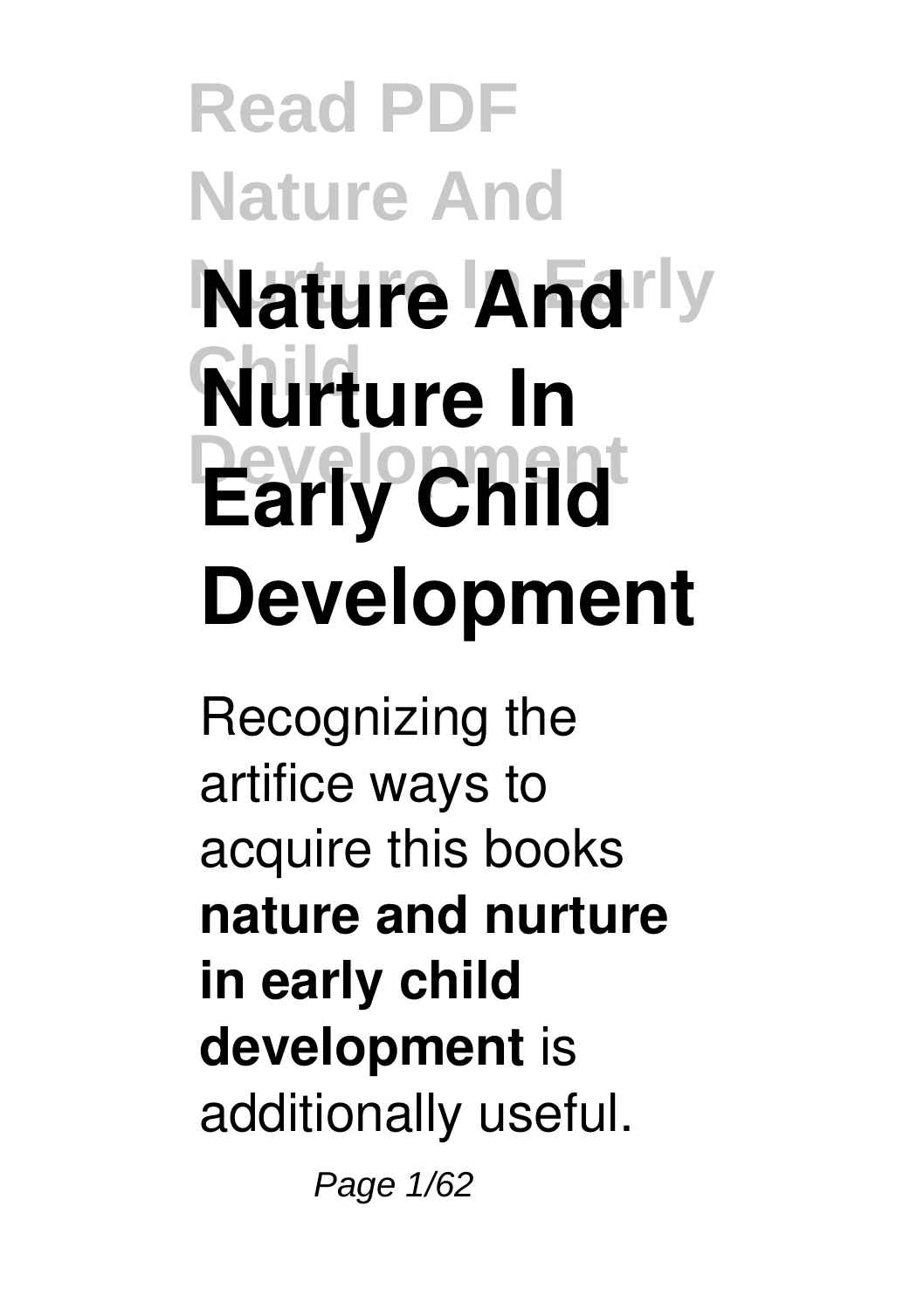# Nature And Nurture In Early Child Development

Recognizing the artifice ways to acquire this books **nature and nurture in early child development** is additionally useful.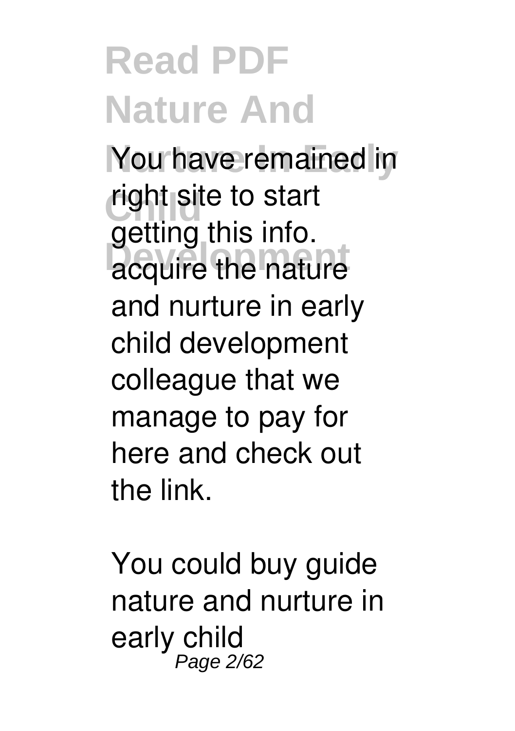You have remained in right site to start getting this info. acquire the nature and nurture in early child development colleague that we manage to pay for here and check out the link.

You could buy guide nature and nurture in early child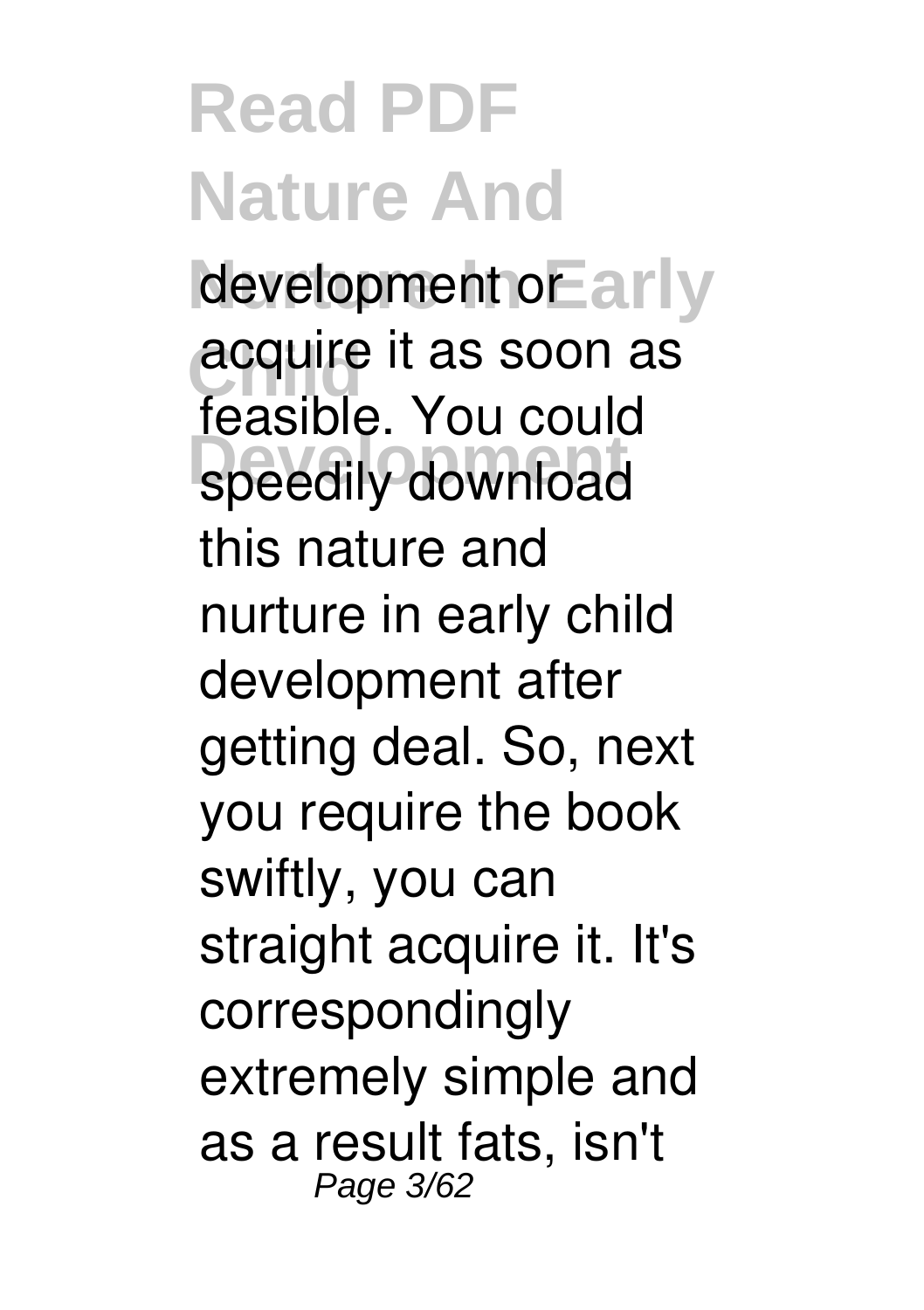development or acquire it as soon as feasible. You could speedily download this nature and nurture in early child development after getting deal. So, next you require the book swiftly, you can straight acquire it. It's correspondingly extremely simple and as a result fats, isn't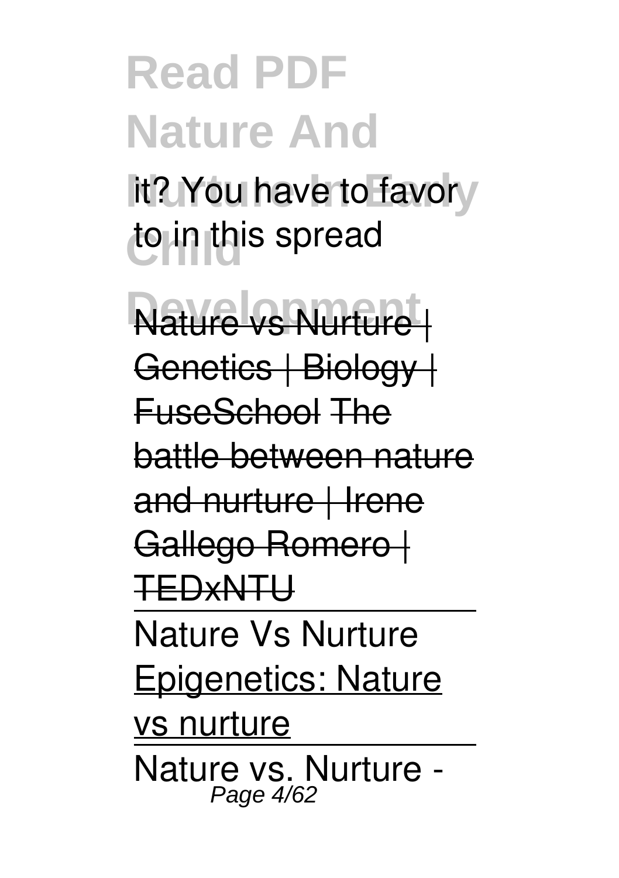it? You have to favor to in this spread

~~Nature vs Nurture | Genetics | Biology | FuseSchool~~ ~~The battle between nature and nurture | Irene Gallego Romero | TEDxNTU~~

Nature Vs Nurture

Epigenetics: Nature vs nurture

Nature vs. Nurture -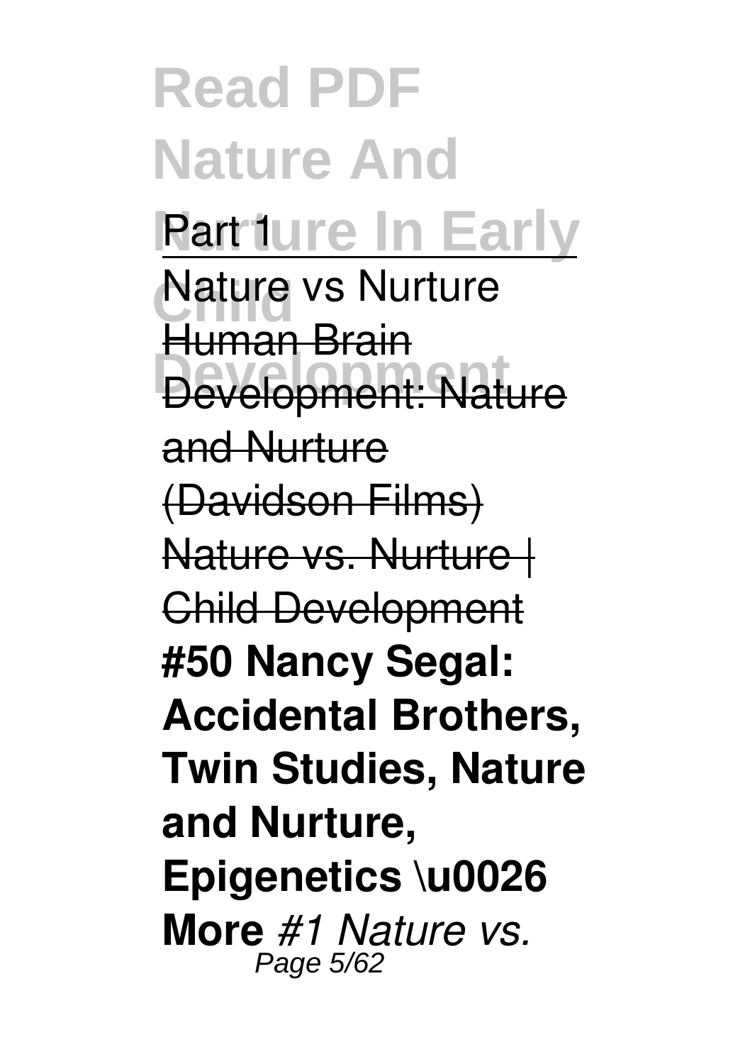Part 1

Nature vs Nurture

Human Brain Development: Nature and Nurture (Davidson Films)

Nature vs. Nurture | Child Development

**#50 Nancy Segal: Accidental Brothers, Twin Studies, Nature and Nurture, Epigenetics \u0026 More** *#1 Nature vs.*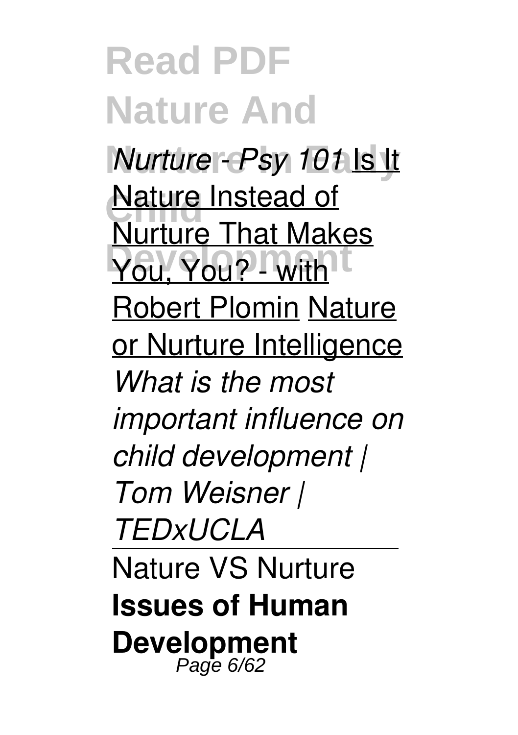*Nurture - Psy 101* Is It Nature Instead of Nurture That Makes You, You? - with Robert Plomin Nature or Nurture Intelligence *What is the most important influence on child development | Tom Weisner | TEDxUCLA*

Nature VS Nurture

**Issues of Human Development**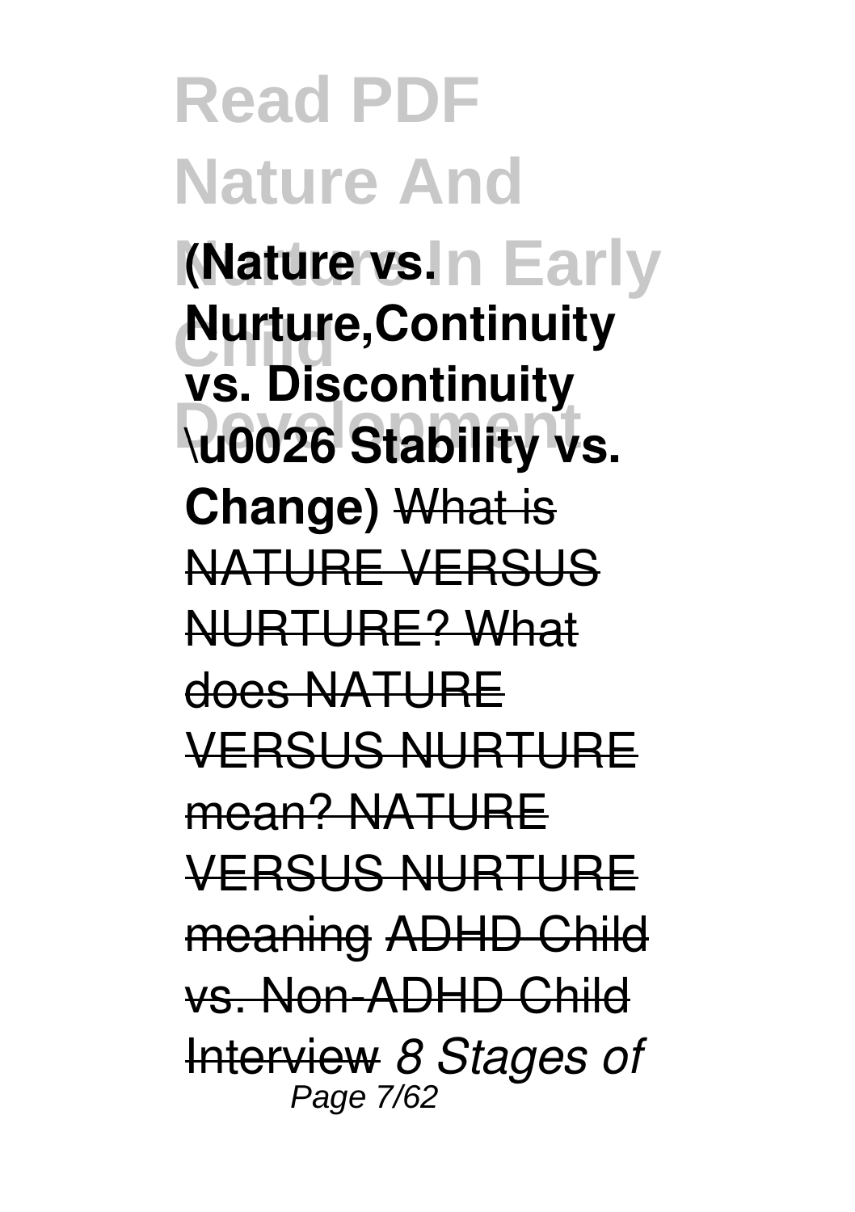**(Nature vs. Nurture,Continuity vs. Discontinuity \u0026 Stability vs. Change)** ~~What is NATURE VERSUS NURTURE? What does NATURE VERSUS NURTURE mean? NATURE VERSUS NURTURE meaning~~ ~~ADHD Child vs. Non-ADHD Child Interview~~ *8 Stages of*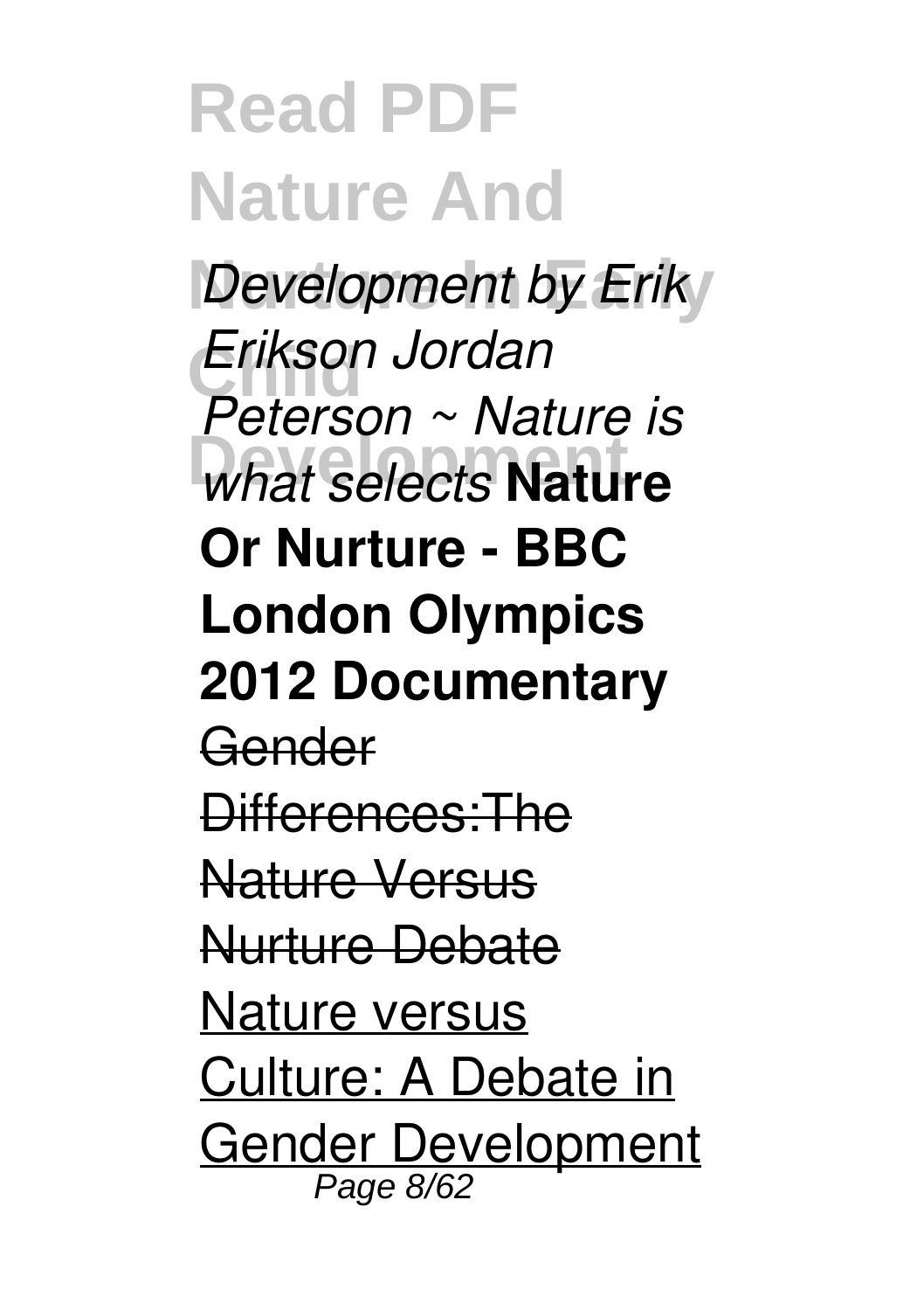*Development by Erik Erikson Jordan Peterson ~ Nature is what selects* **Nature Or Nurture - BBC London Olympics 2012 Documentary**

~~Gender Differences:The Nature Versus Nurture Debate~~

Nature versus Culture: A Debate in Gender Development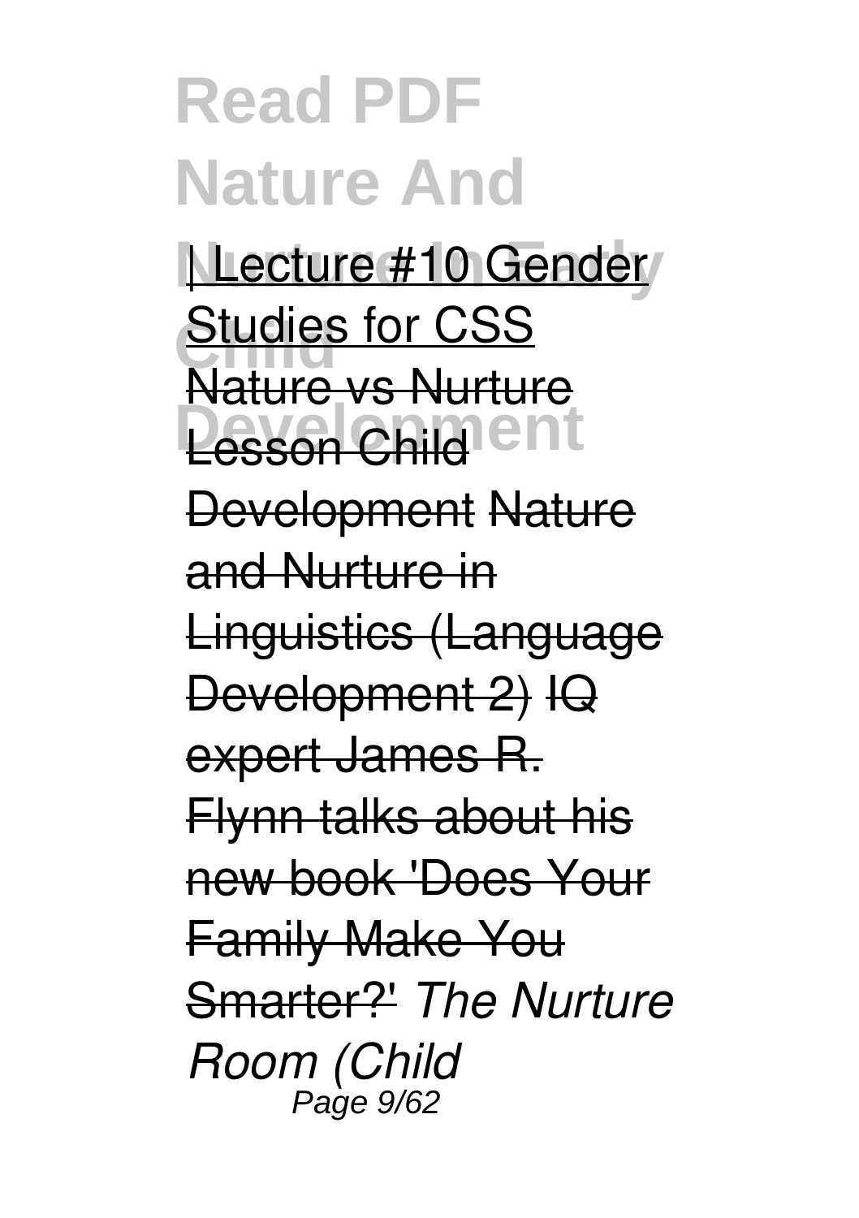| Lecture #10 Gender Studies for CSS Nature vs Nurture Lesson Child Development Nature and Nurture in Linguistics (Language Development 2) IQ expert James R. Flynn talks about his new book 'Does Your Family Make You Smarter?' *The Nurture Room (Child*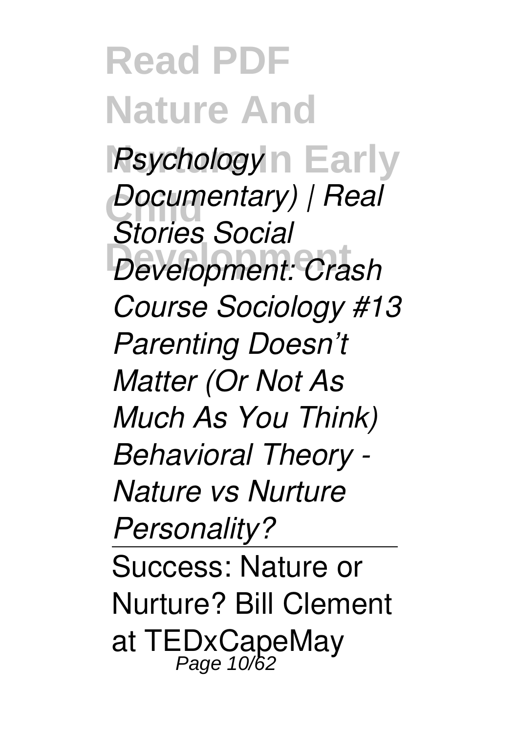*Psychology Documentary) | Real Stories Social Development: Crash Course Sociology #13 Parenting Doesn't Matter (Or Not As Much As You Think) Behavioral Theory - Nature vs Nurture Personality?*

Success: Nature or Nurture? Bill Clement at TEDxCapeMay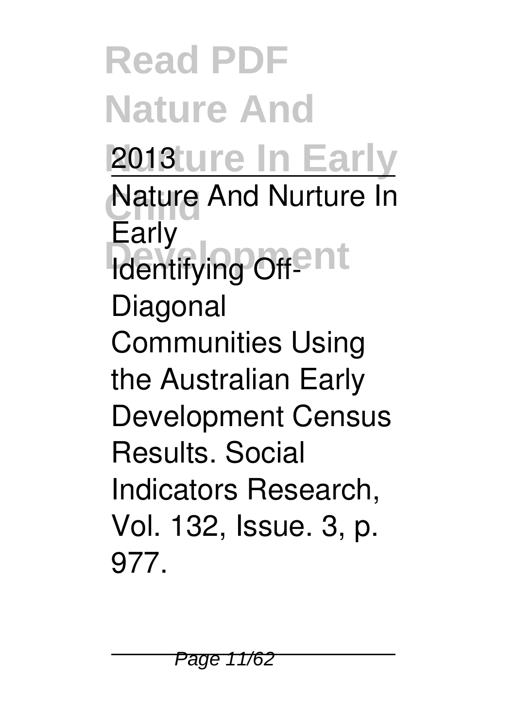2013

Nature And Nurture In Early

Identifying Off-Diagonal Communities Using the Australian Early Development Census Results. Social Indicators Research, Vol. 132, Issue. 3, p. 977.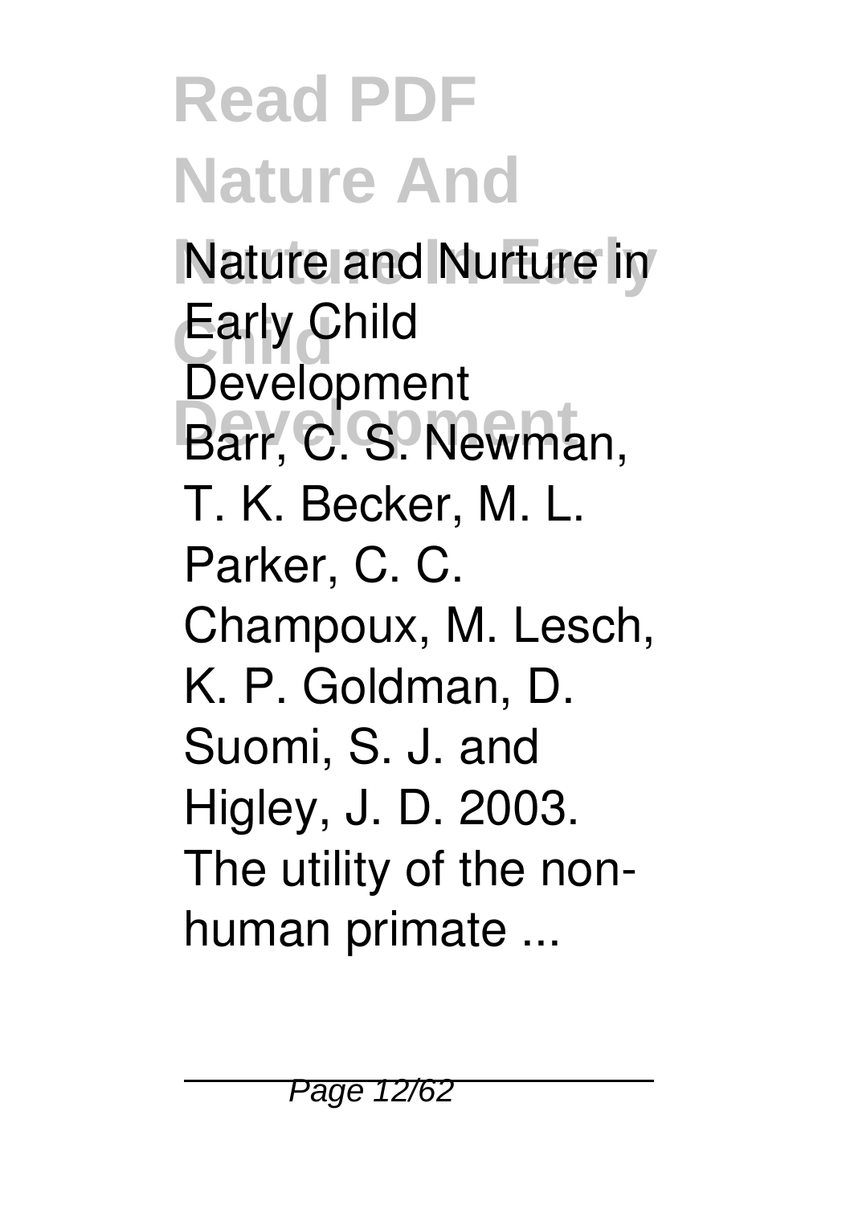Nature and Nurture in Early Child Development
Barr, C. S. Newman, T. K. Becker, M. L. Parker, C. C. Champoux, M. Lesch, K. P. Goldman, D. Suomi, S. J. and Higley, J. D. 2003. The utility of the non-human primate ...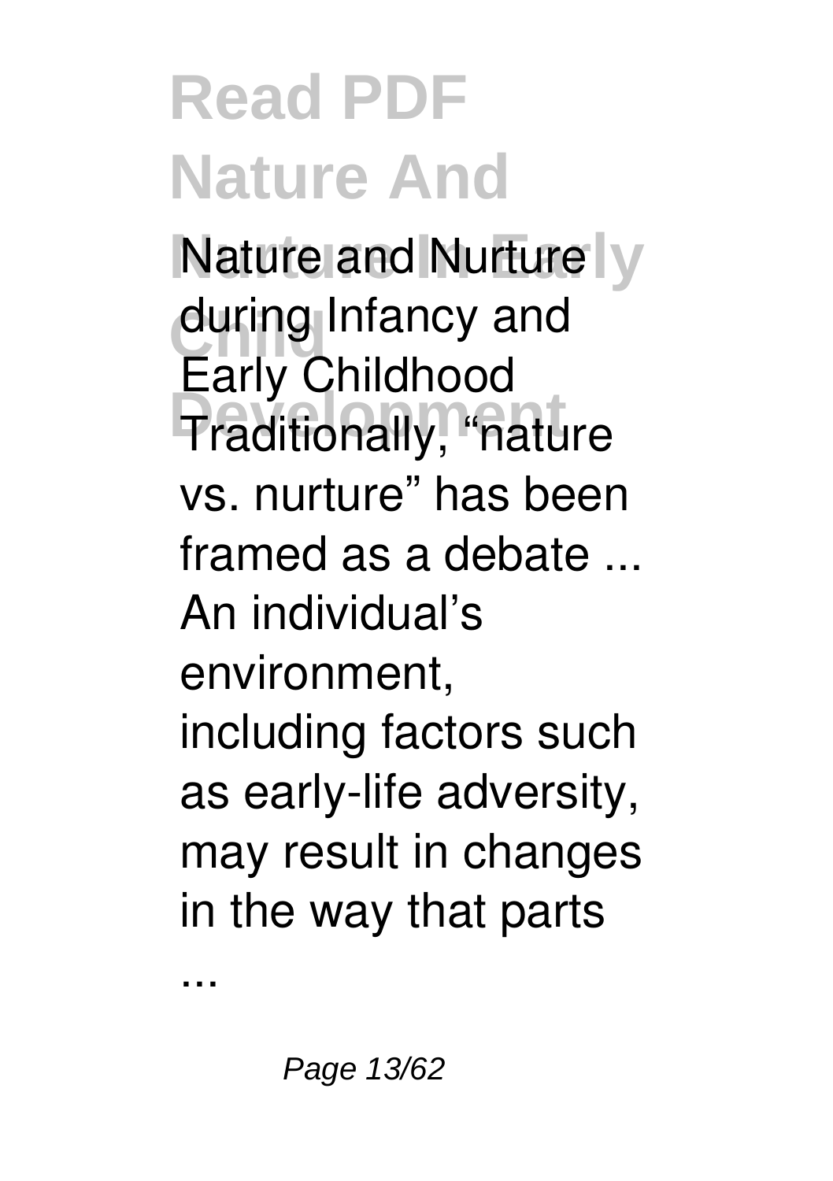**Nature and Nurture during Infancy and Early Childhood**
Traditionally, "nature vs. nurture" has been framed as a debate ... An individual's environment, including factors such as early-life adversity, may result in changes in the way that parts ...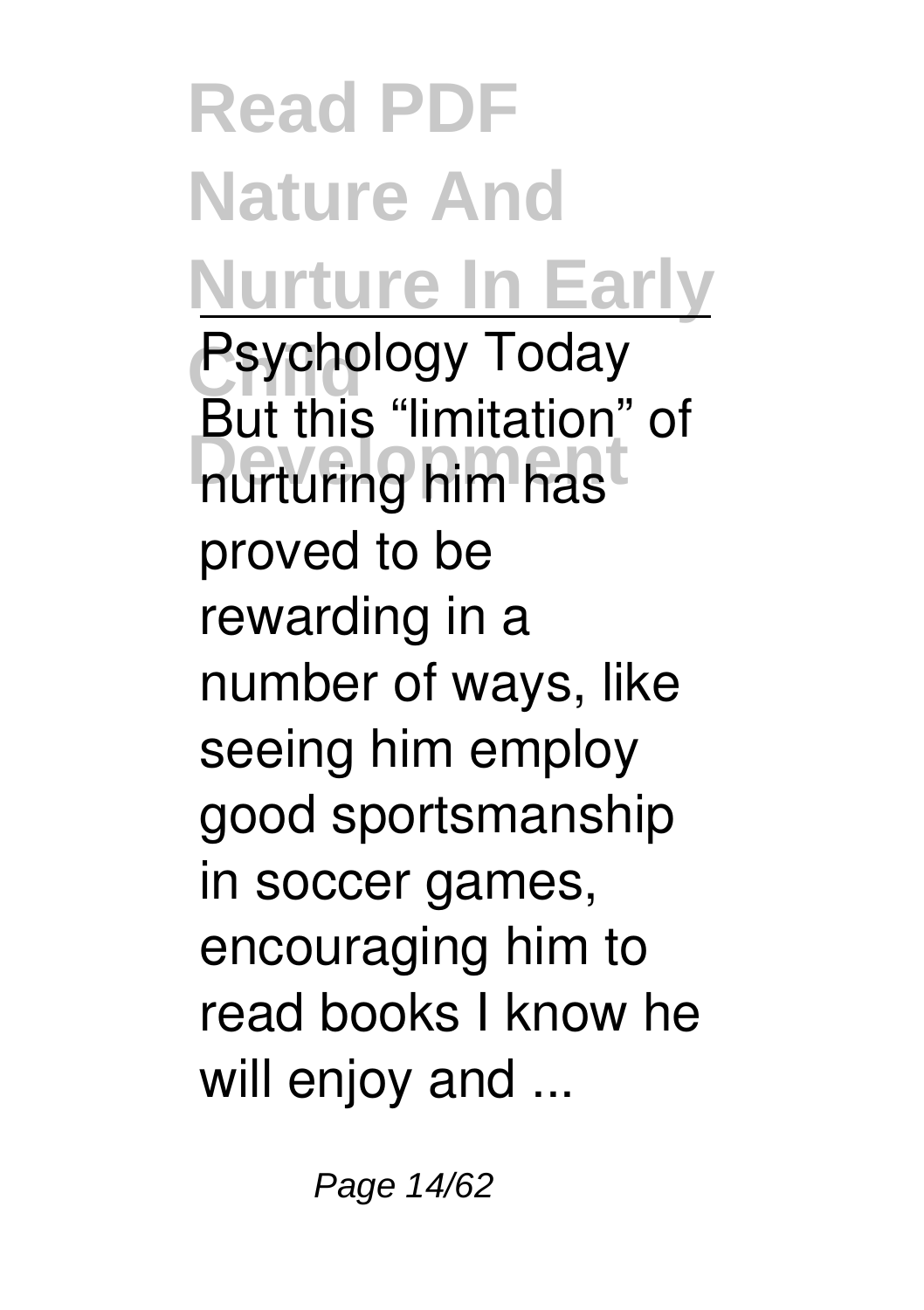Psychology Today

But this "limitation" of nurturing him has proved to be rewarding in a number of ways, like seeing him employ good sportsmanship in soccer games, encouraging him to read books I know he will enjoy and ...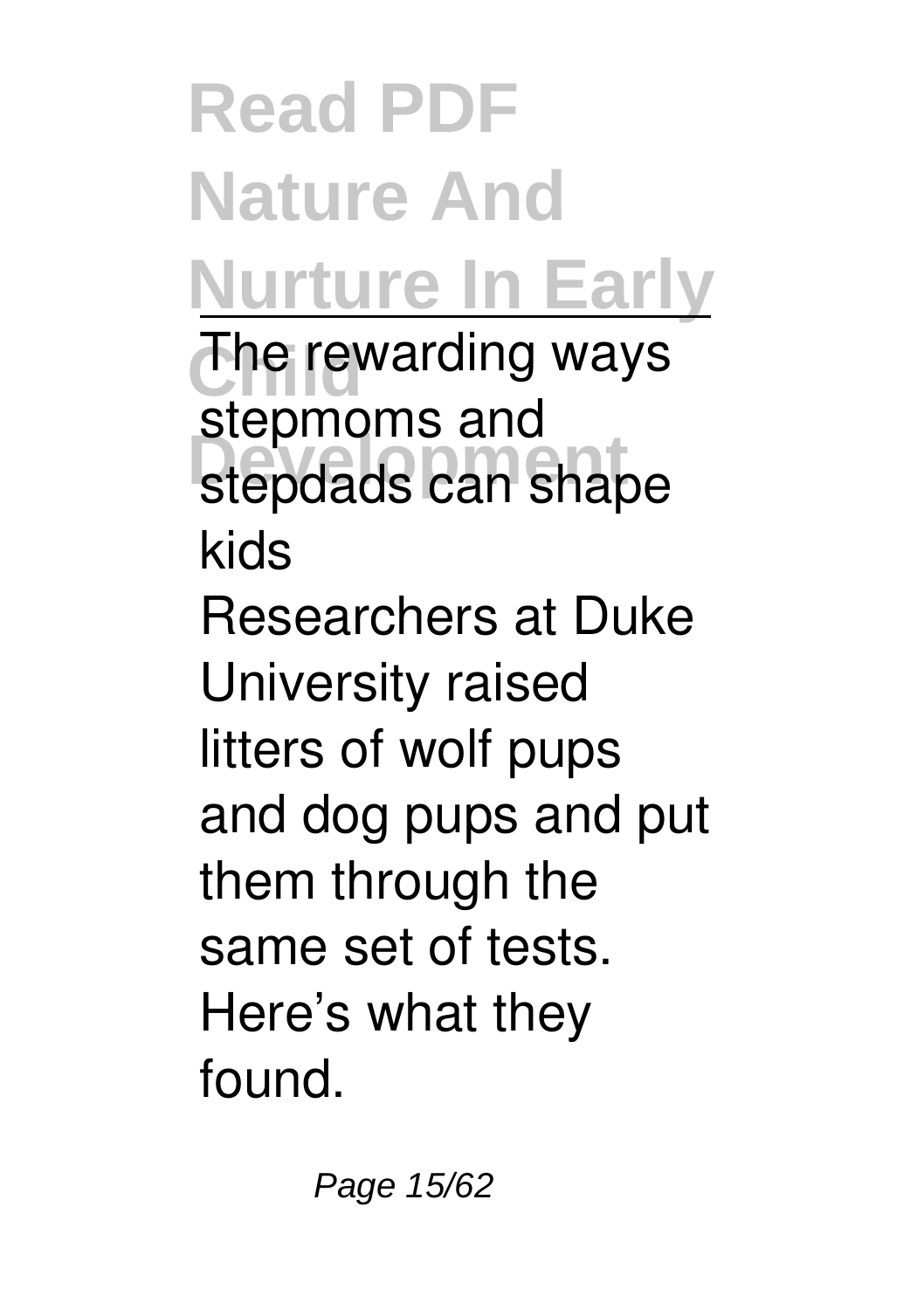The rewarding ways stepmoms and stepdads can shape kids

Researchers at Duke University raised litters of wolf pups and dog pups and put them through the same set of tests. Here's what they found.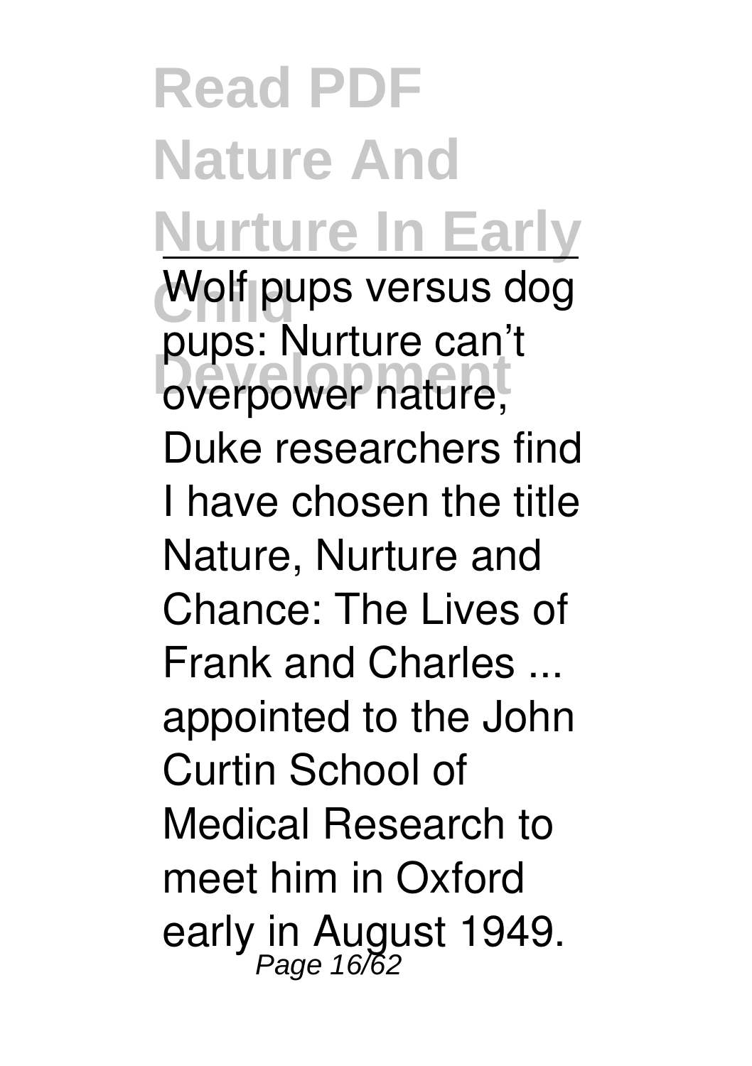Wolf pups versus dog pups: Nurture can't overpower nature, Duke researchers find

I have chosen the title Nature, Nurture and Chance: The Lives of Frank and Charles ... appointed to the John Curtin School of Medical Research to meet him in Oxford early in August 1949.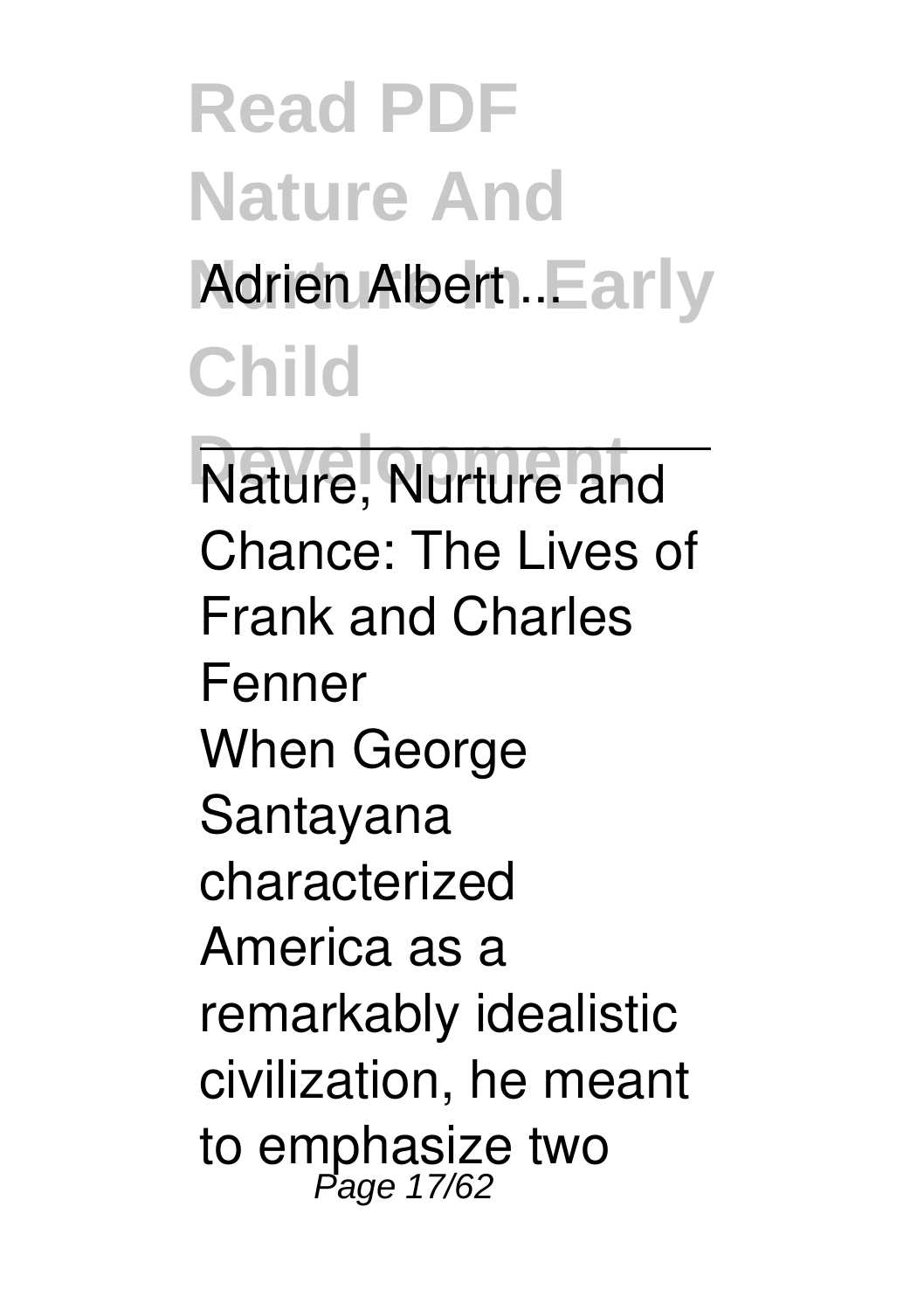Adrien Albert ...

---

Nature, Nurture and Chance: The Lives of Frank and Charles Fenner

When George Santayana characterized America as a remarkably idealistic civilization, he meant to emphasize two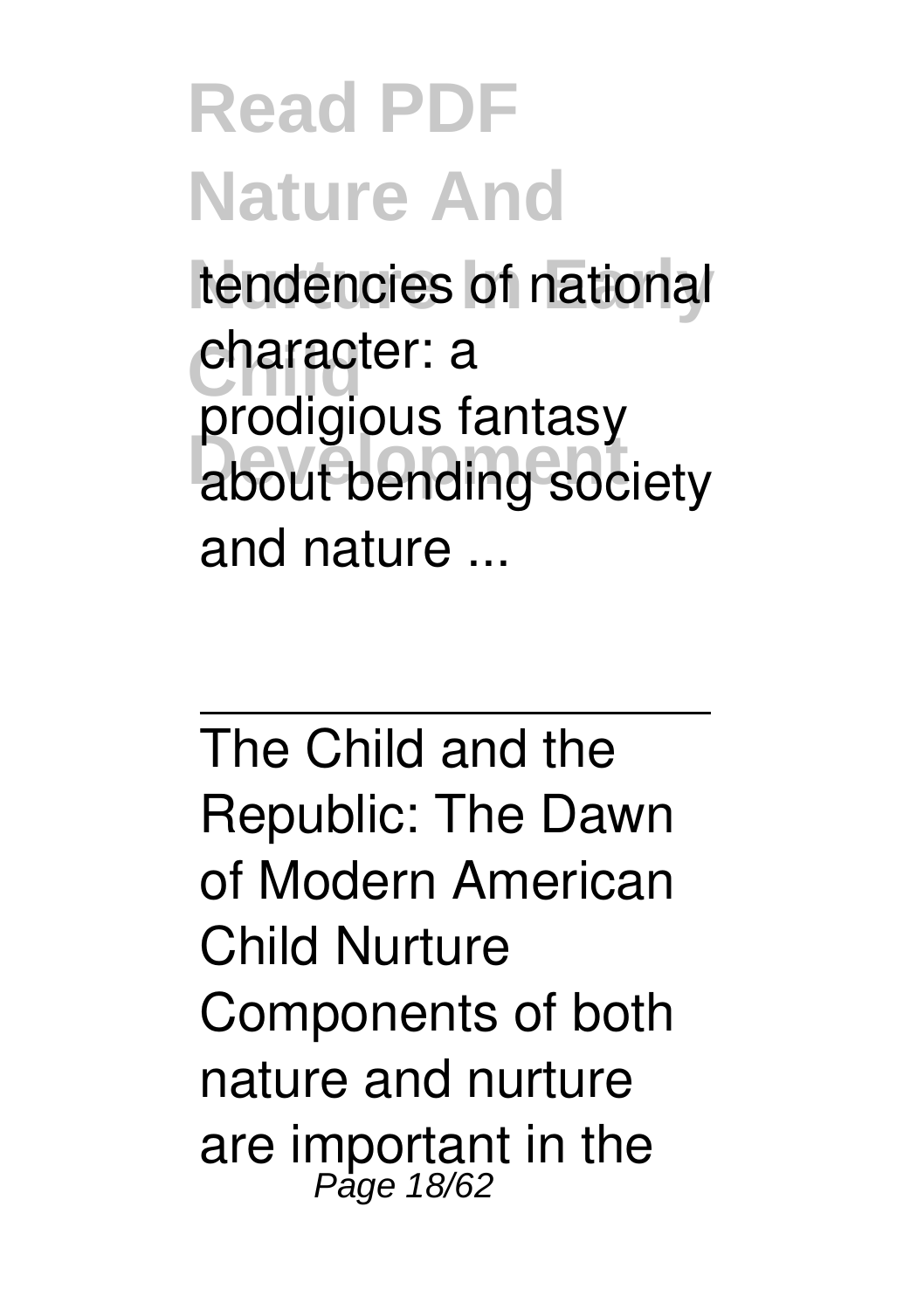tendencies of national character: a prodigious fantasy about bending society and nature ...

---

The Child and the Republic: The Dawn of Modern American Child Nurture

Components of both nature and nurture are important in the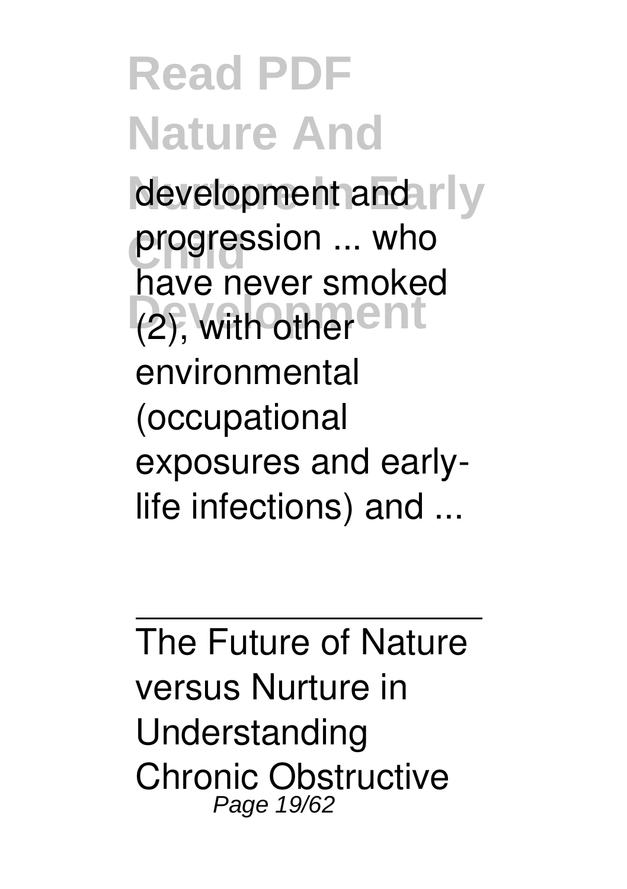development and progression ... who have never smoked (2), with other environmental (occupational exposures and early-life infections) and ...

The Future of Nature versus Nurture in Understanding Chronic Obstructive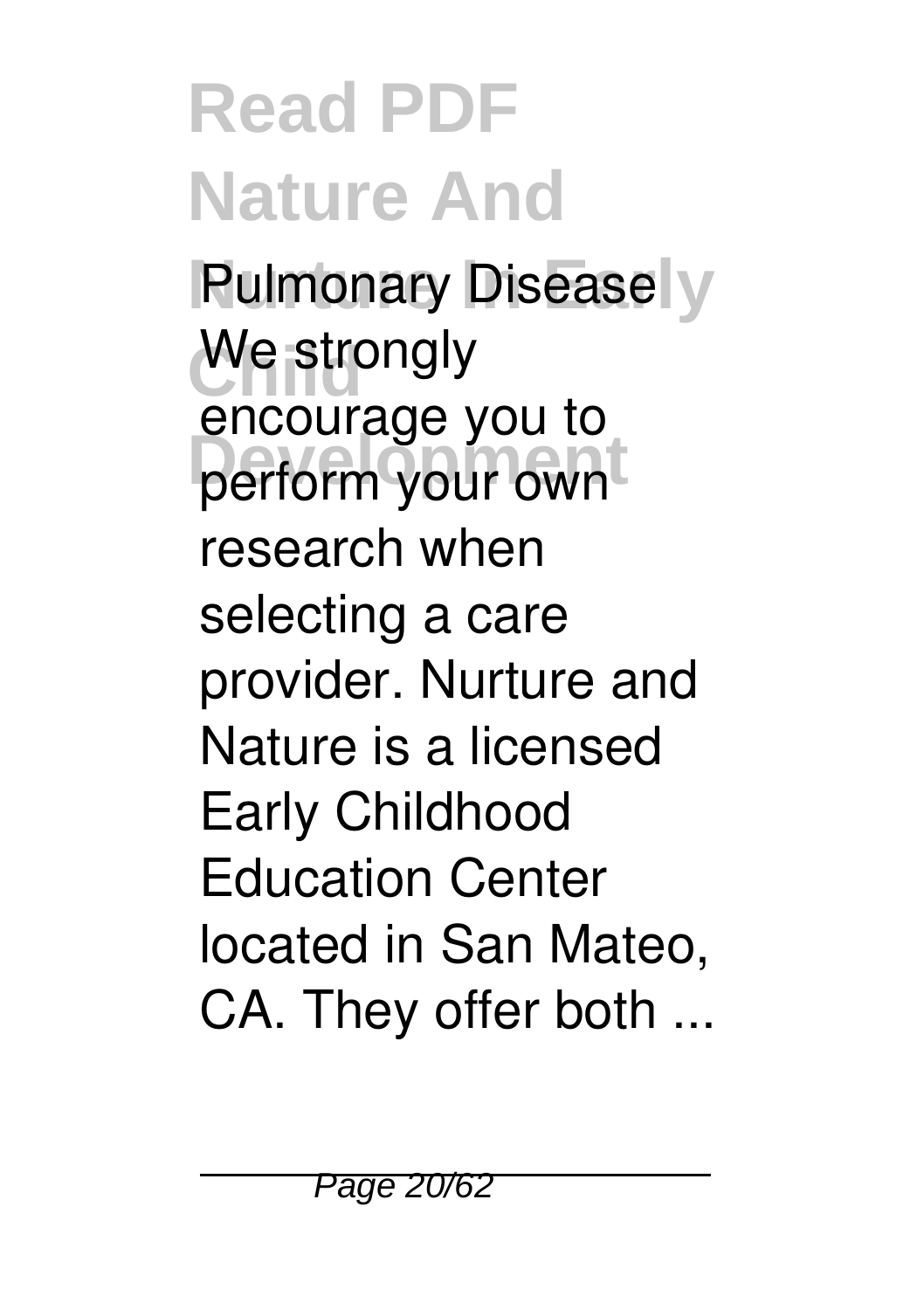Pulmonary Disease

We strongly encourage you to perform your own research when selecting a care provider. Nurture and Nature is a licensed Early Childhood Education Center located in San Mateo, CA. They offer both ...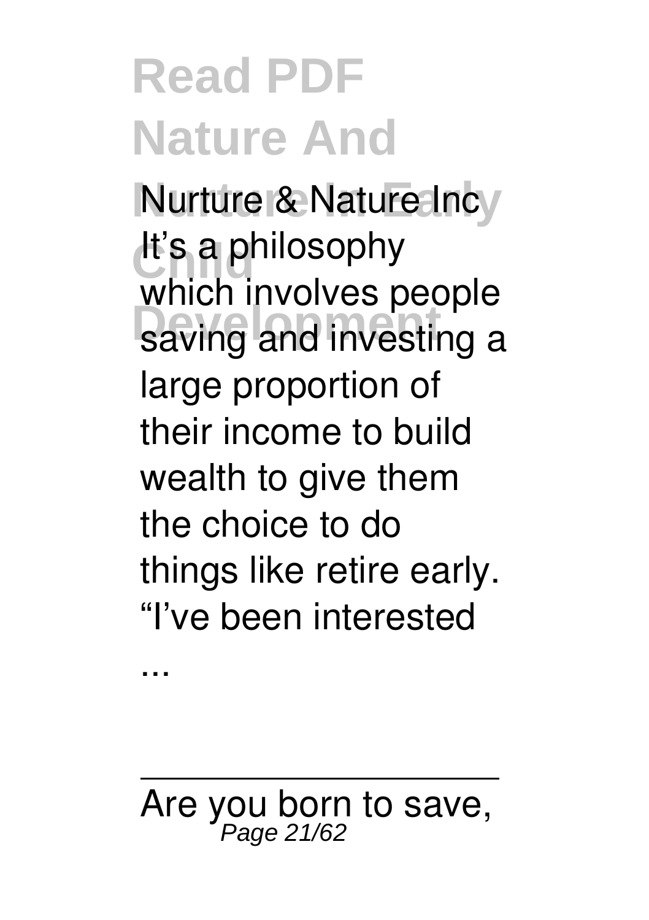Nurture & Nature Inc
It’s a philosophy which involves people saving and investing a large proportion of their income to build wealth to give them the choice to do things like retire early. “I’ve been interested ...

---

Are you born to save,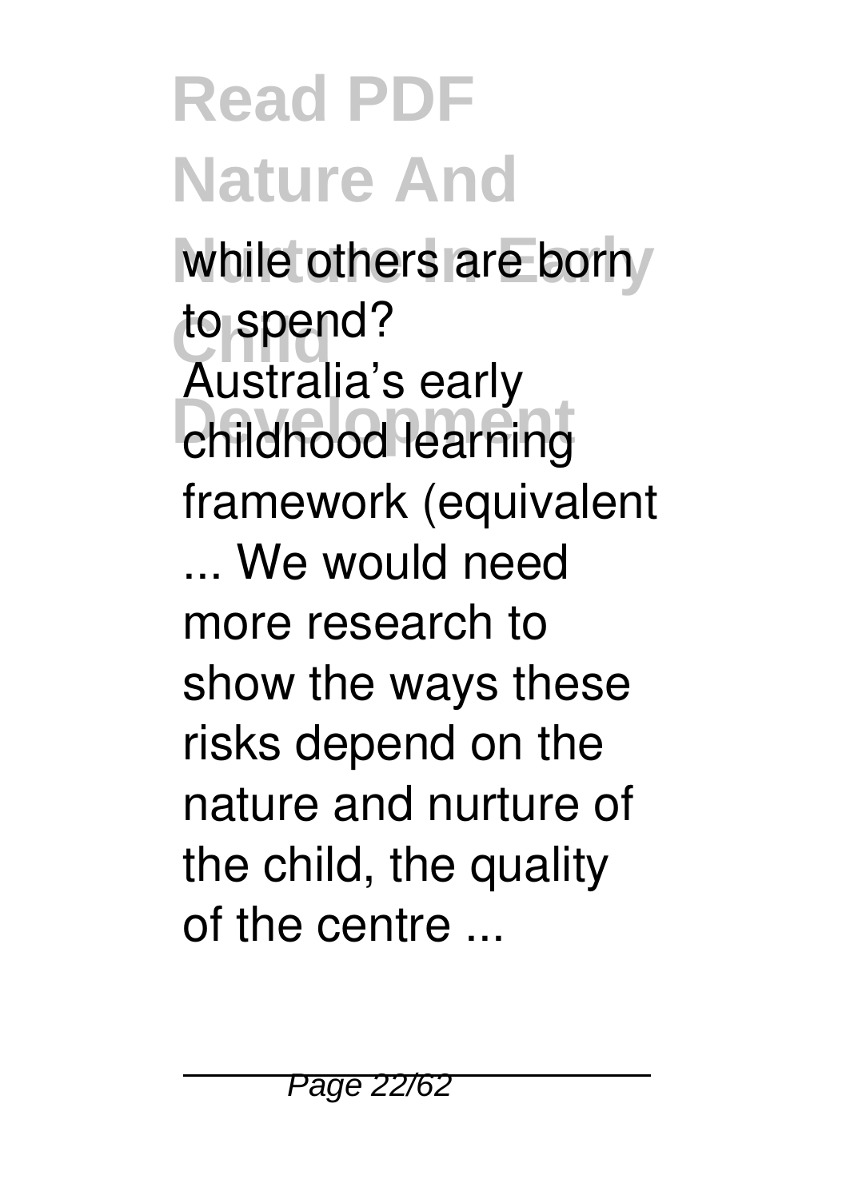while others are born to spend?

Australia's early childhood learning framework (equivalent ... We would need more research to show the ways these risks depend on the nature and nurture of the child, the quality of the centre ...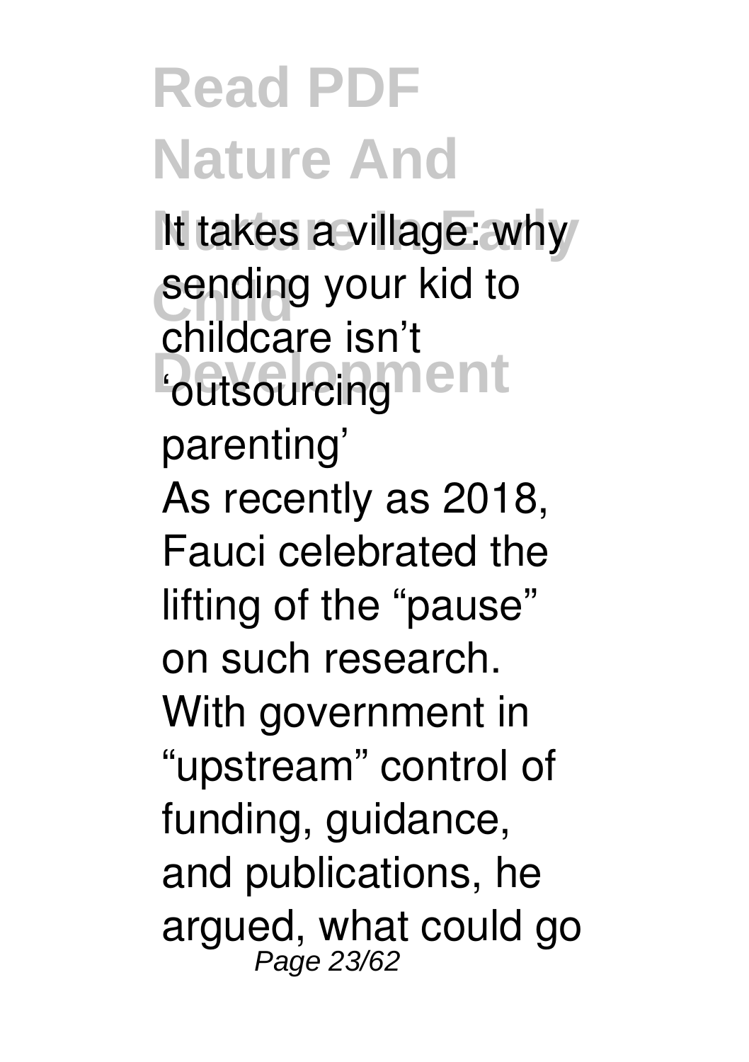It takes a village: why sending your kid to childcare isn't 'outsourcing parenting'

As recently as 2018, Fauci celebrated the lifting of the "pause" on such research. With government in "upstream" control of funding, guidance, and publications, he argued, what could go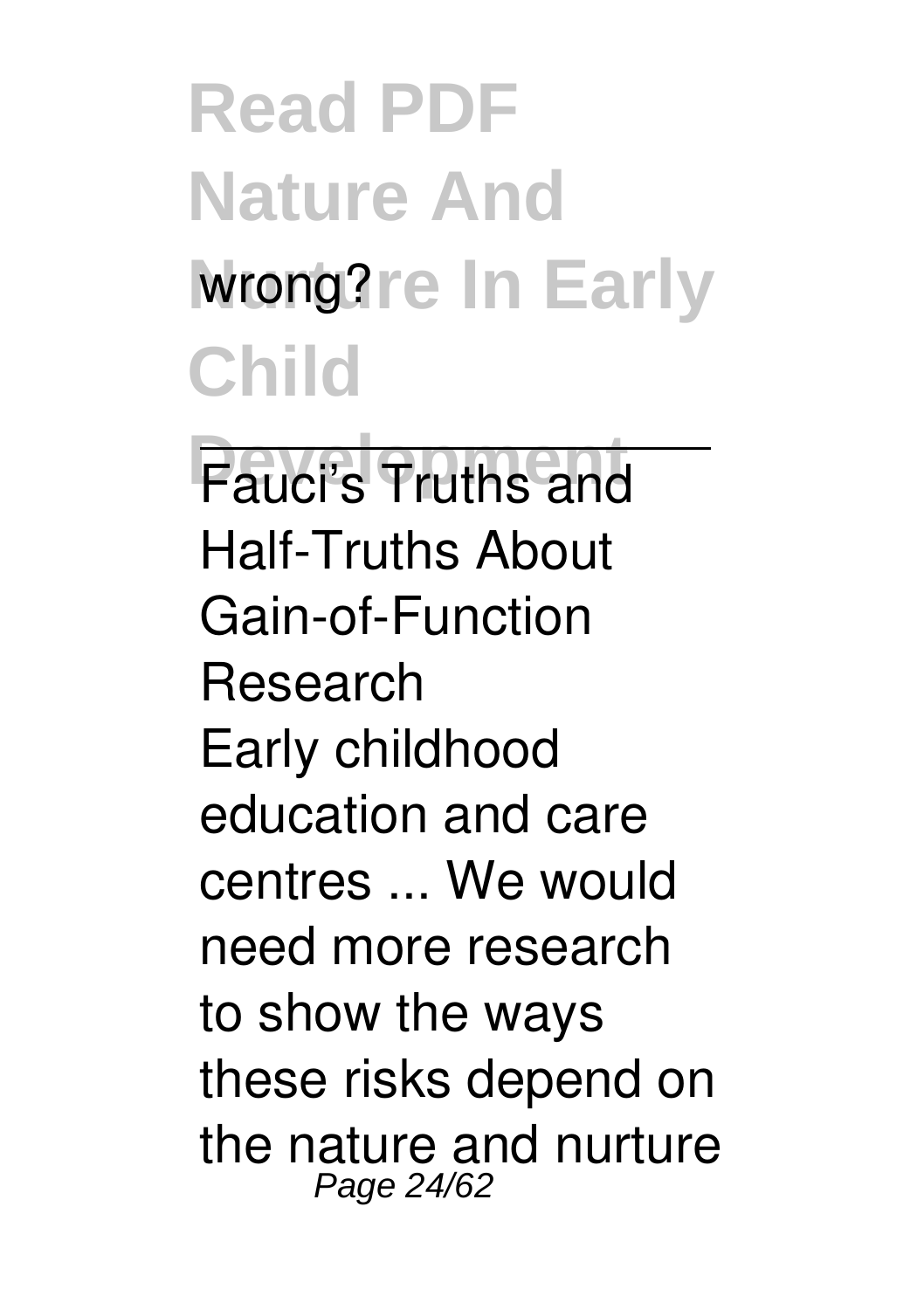wrong?

---

Fauci's Truths and Half-Truths About Gain-of-Function Research

Early childhood education and care centres ... We would need more research to show the ways these risks depend on the nature and nurture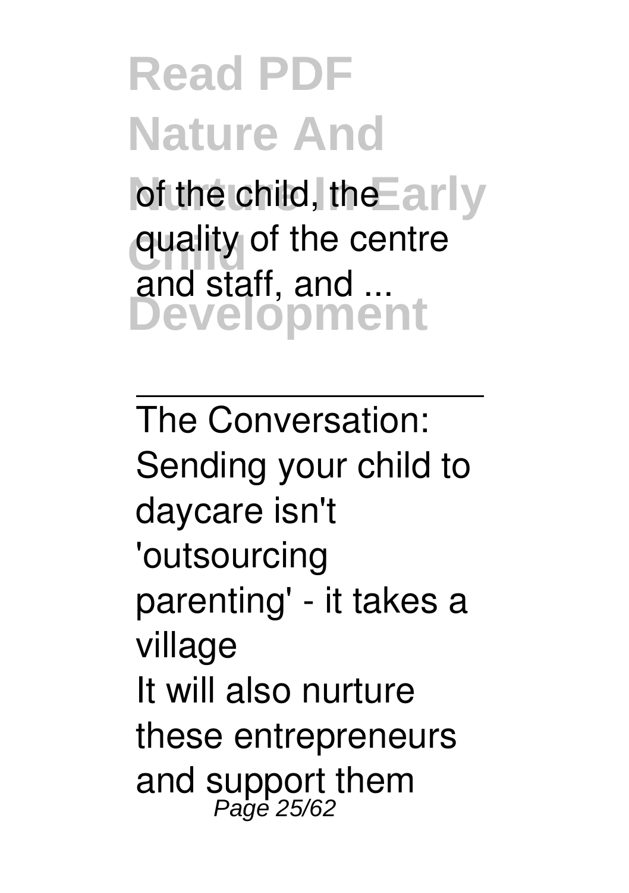of the child, the quality of the centre and staff, and ...

---

The Conversation: Sending your child to daycare isn't 'outsourcing parenting' - it takes a village

It will also nurture these entrepreneurs and support them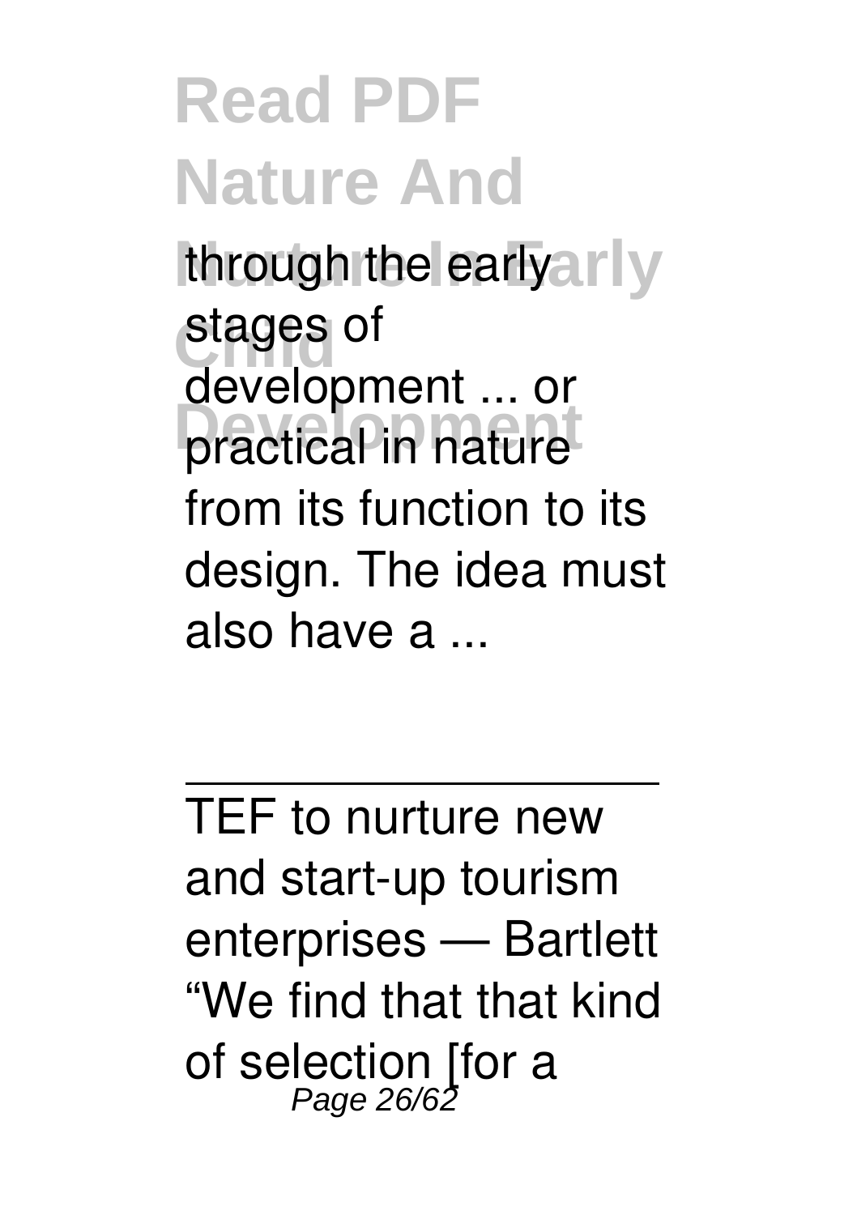through the early stages of development ... or practical in nature from its function to its design. The idea must also have a ...

---

TEF to nurture new and start-up tourism enterprises — Bartlett
“We find that that kind of selection [for a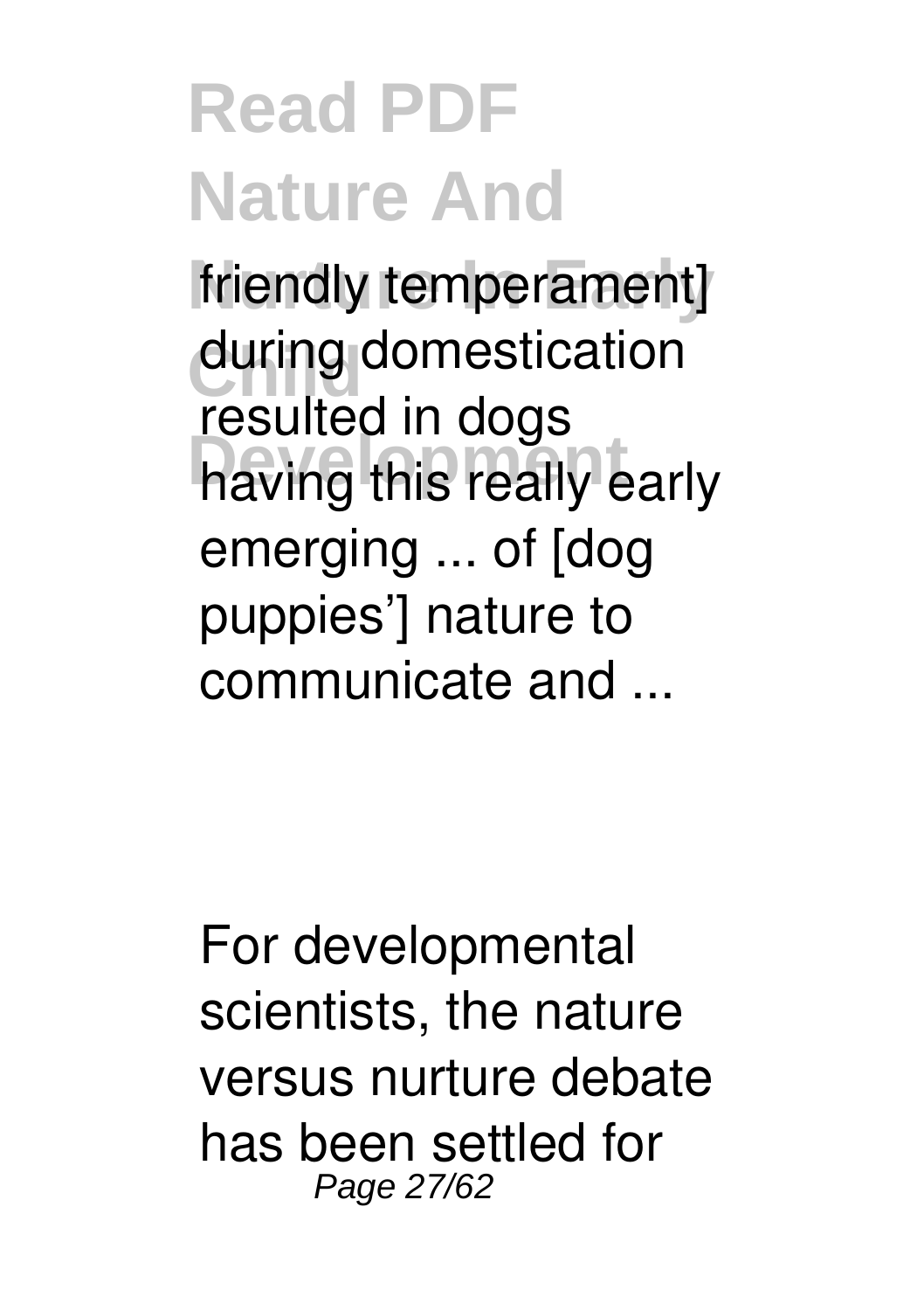friendly temperament] during domestication resulted in dogs having this really early emerging ... of [dog puppies'] nature to communicate and ...

For developmental scientists, the nature versus nurture debate has been settled for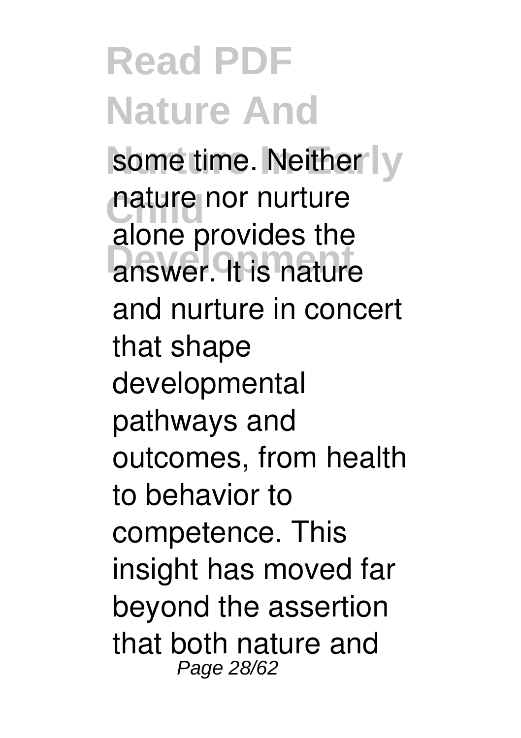some time. Neither nature nor nurture alone provides the answer. It is nature and nurture in concert that shape developmental pathways and outcomes, from health to behavior to competence. This insight has moved far beyond the assertion that both nature and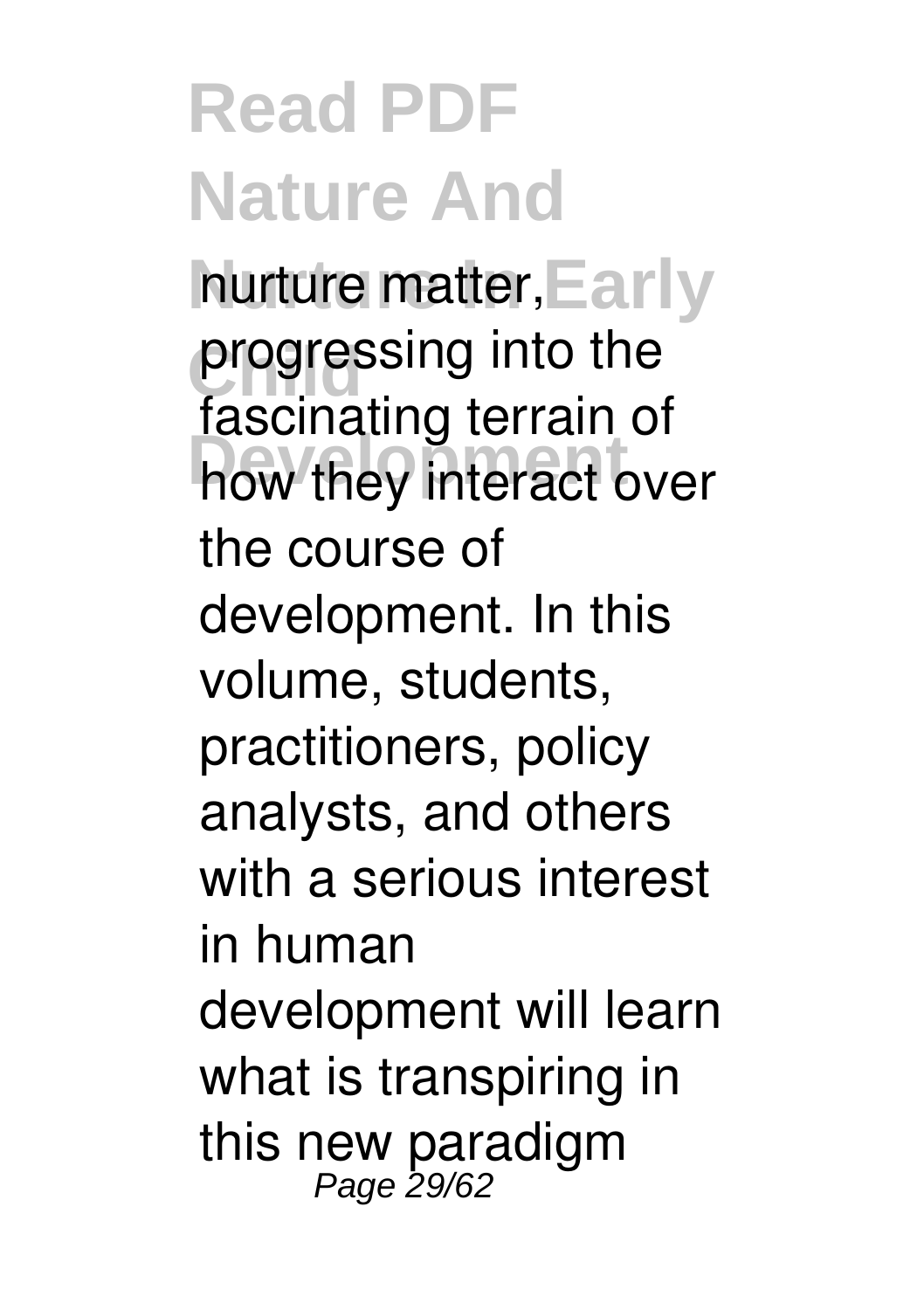nurture matter, progressing into the fascinating terrain of how they interact over the course of development. In this volume, students, practitioners, policy analysts, and others with a serious interest in human development will learn what is transpiring in this new paradigm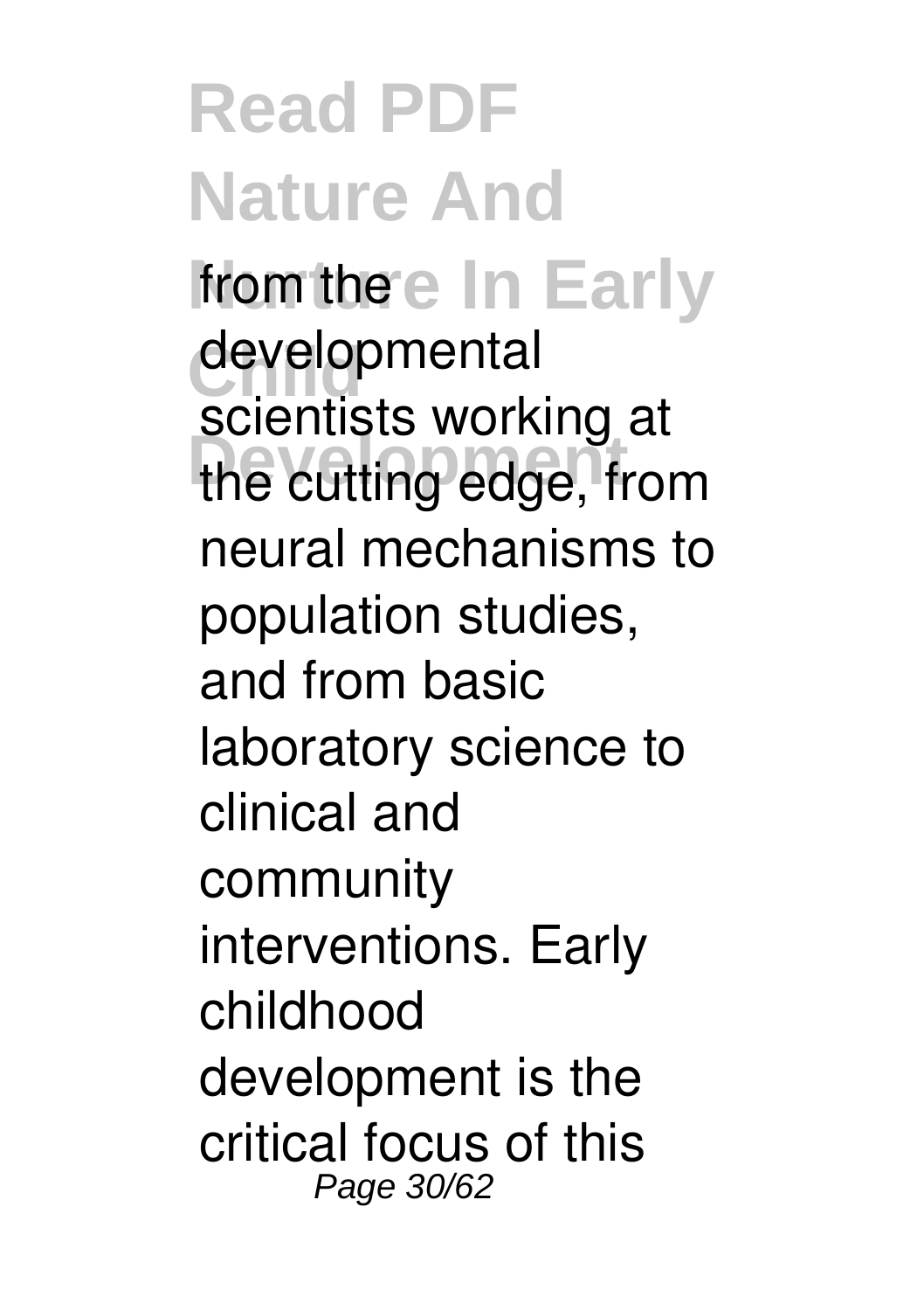from the developmental scientists working at the cutting edge, from neural mechanisms to population studies, and from basic laboratory science to clinical and community interventions. Early childhood development is the critical focus of this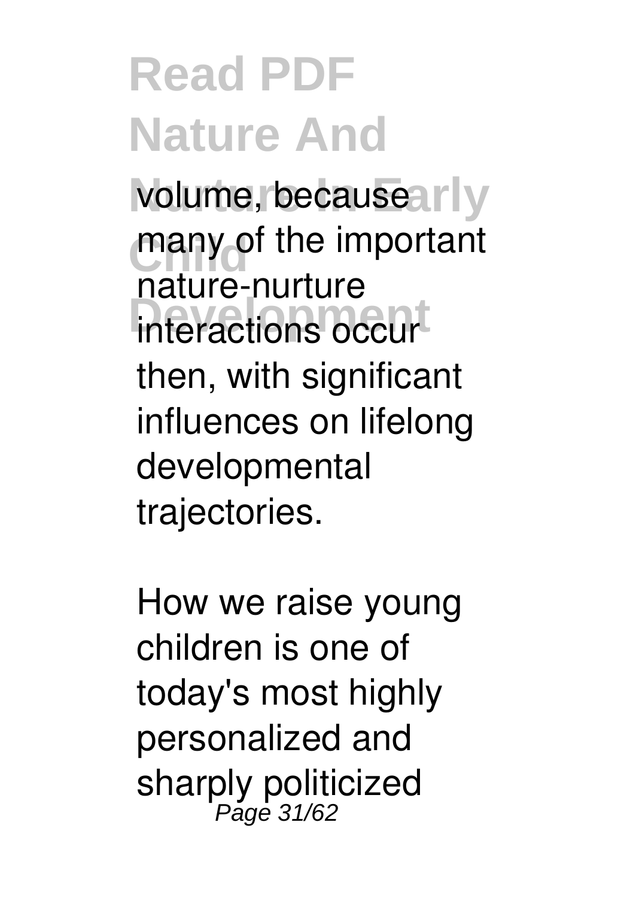volume, because many of the important nature-nurture interactions occur then, with significant influences on lifelong developmental trajectories.

How we raise young children is one of today's most highly personalized and sharply politicized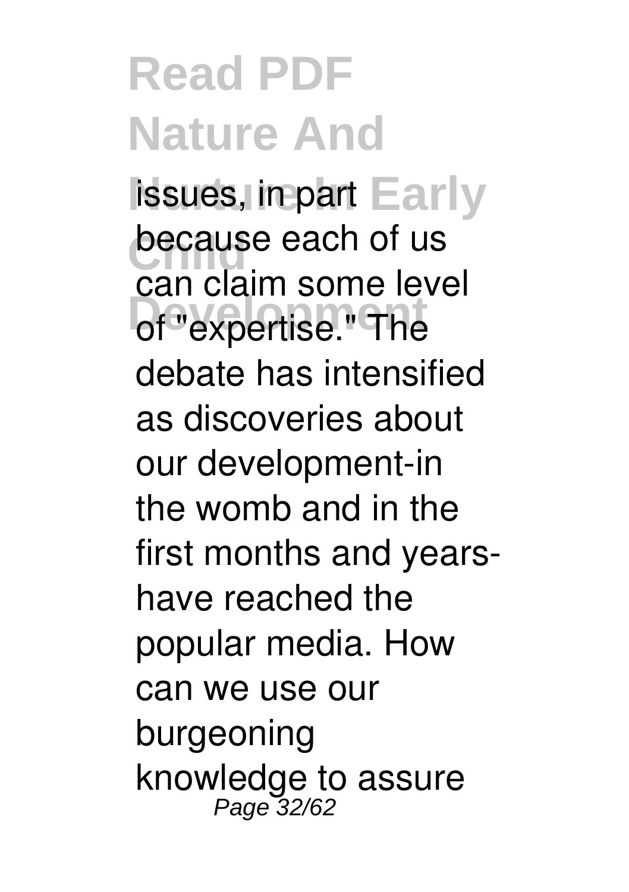issues, in part because each of us can claim some level of "expertise." The debate has intensified as discoveries about our development-in the womb and in the first months and years-have reached the popular media. How can we use our burgeoning knowledge to assure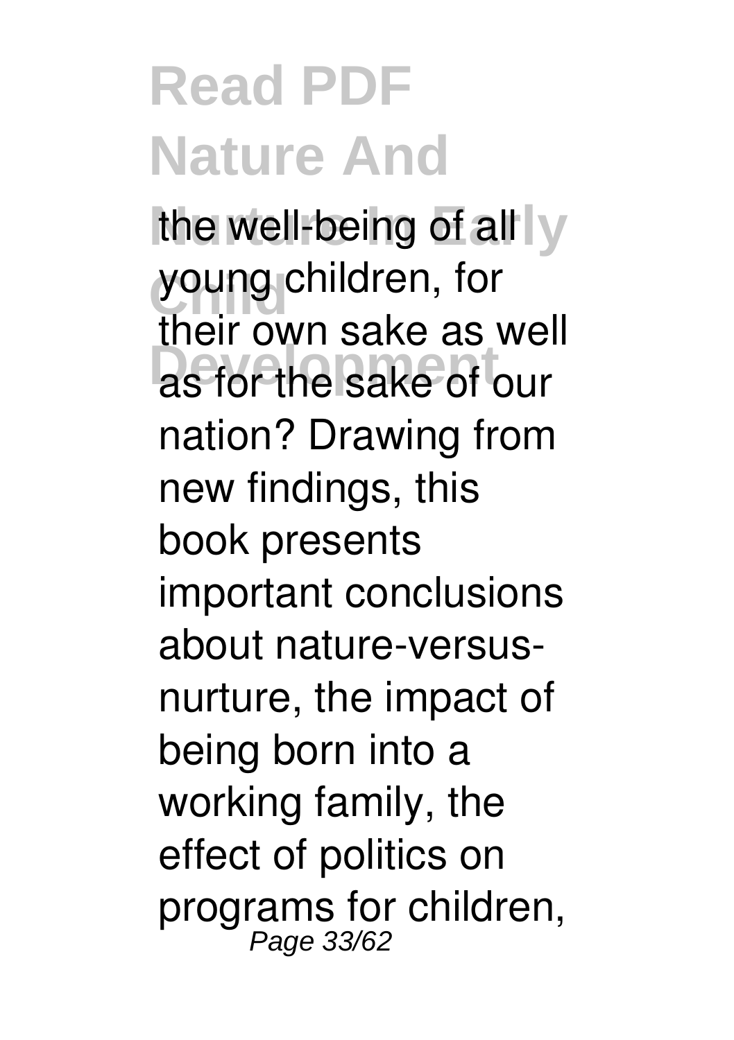the well-being of all young children, for their own sake as well as for the sake of our nation? Drawing from new findings, this book presents important conclusions about nature-versus-nurture, the impact of being born into a working family, the effect of politics on programs for children,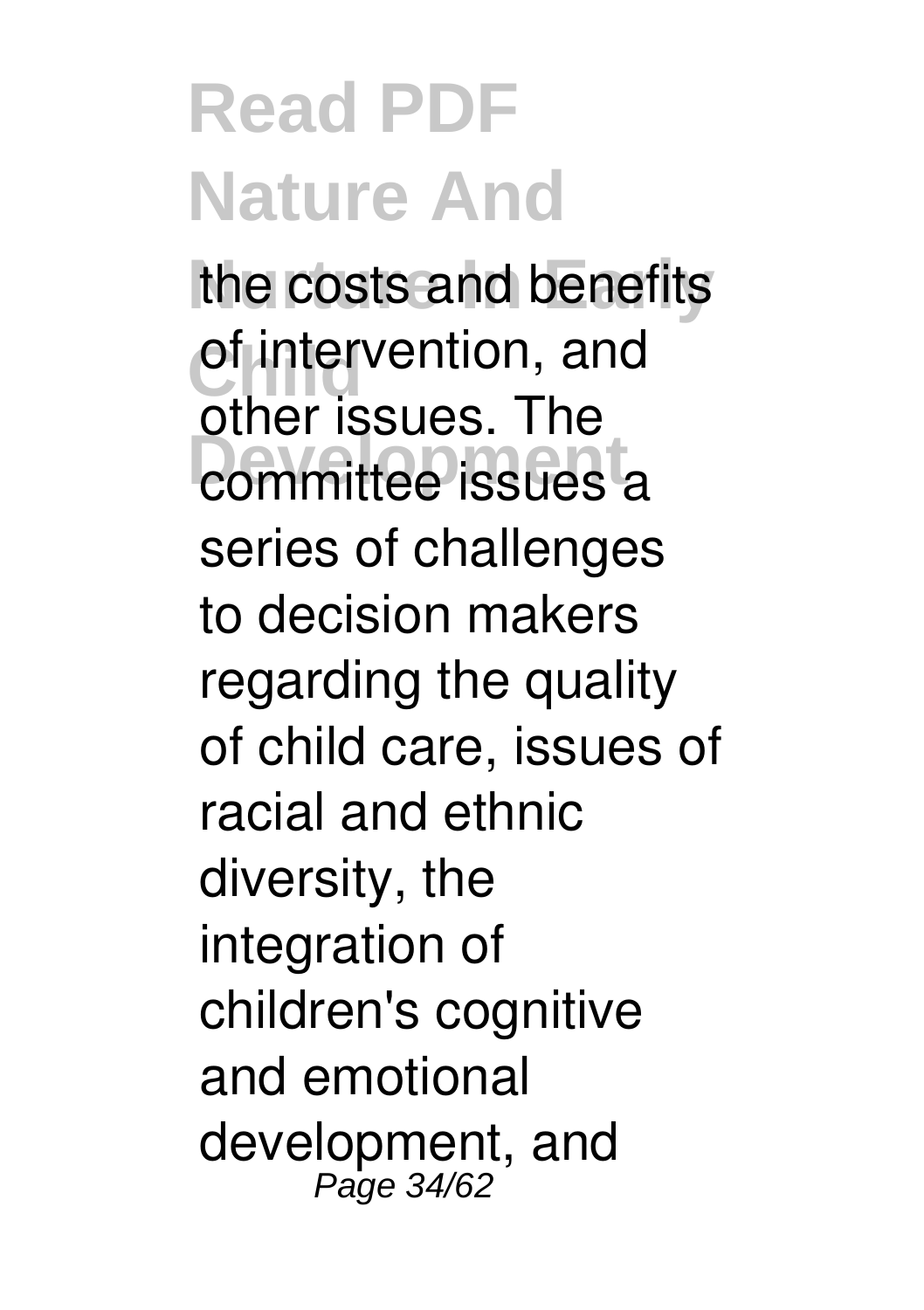the costs and benefits of intervention, and other issues. The committee issues a series of challenges to decision makers regarding the quality of child care, issues of racial and ethnic diversity, the integration of children's cognitive and emotional development, and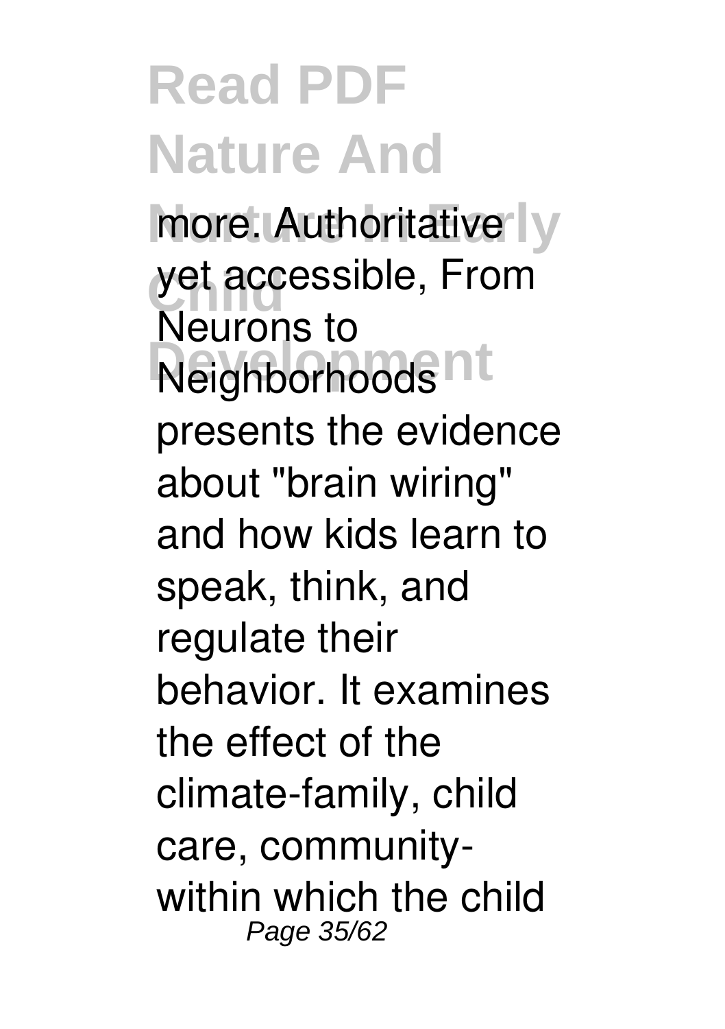more. Authoritative yet accessible, From Neurons to Neighborhoods presents the evidence about "brain wiring" and how kids learn to speak, think, and regulate their behavior. It examines the effect of the climate-family, child care, community-within which the child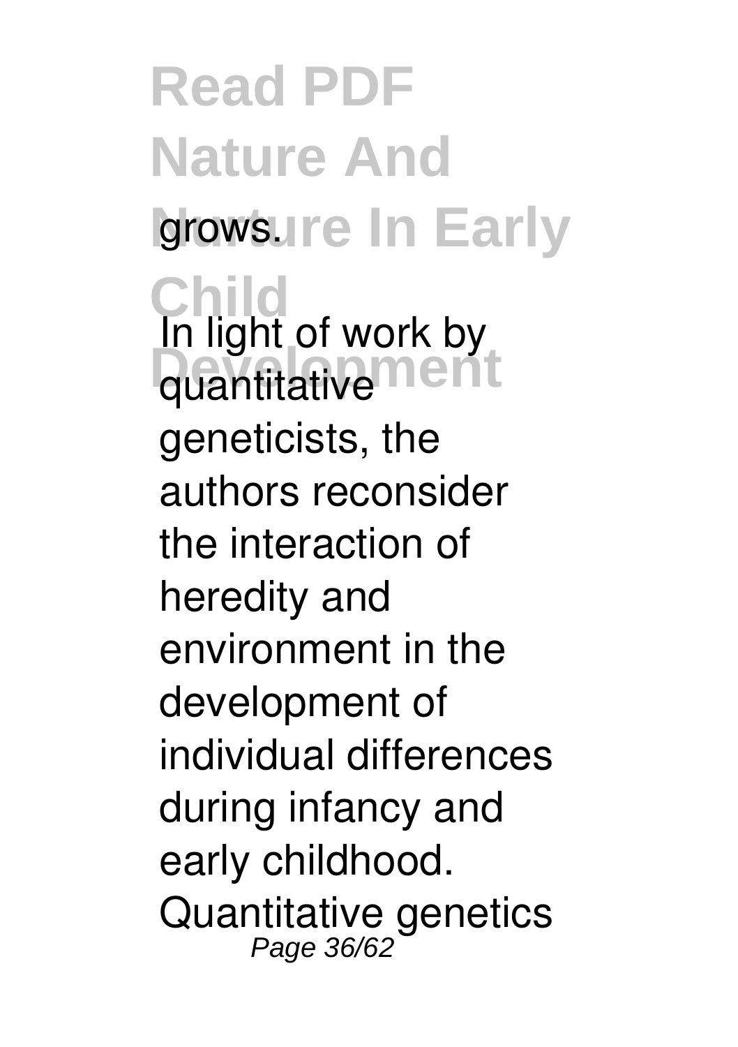grows.

In light of work by quantitative geneticists, the authors reconsider the interaction of heredity and environment in the development of individual differences during infancy and early childhood. Quantitative genetics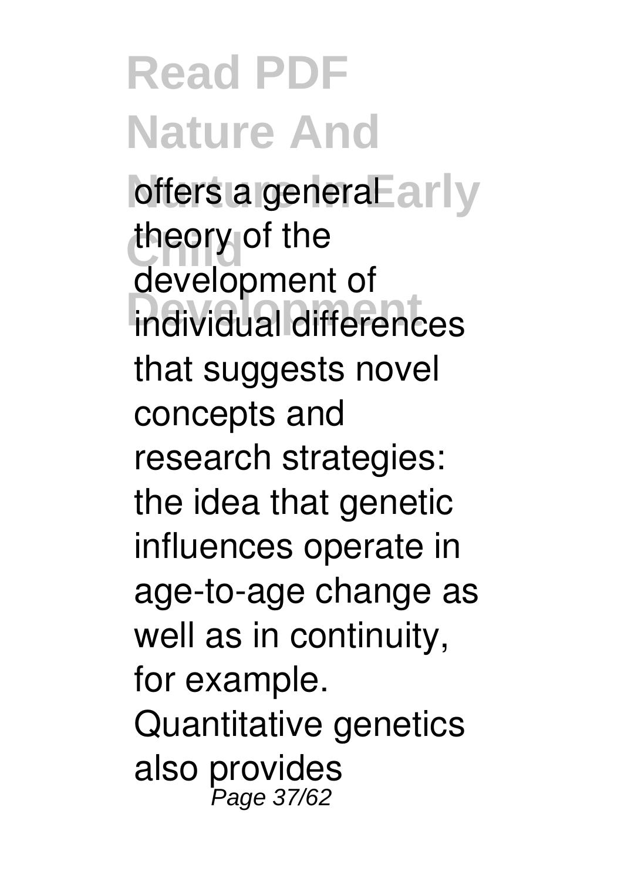offers a general theory of the development of individual differences that suggests novel concepts and research strategies: the idea that genetic influences operate in age-to-age change as well as in continuity, for example. Quantitative genetics also provides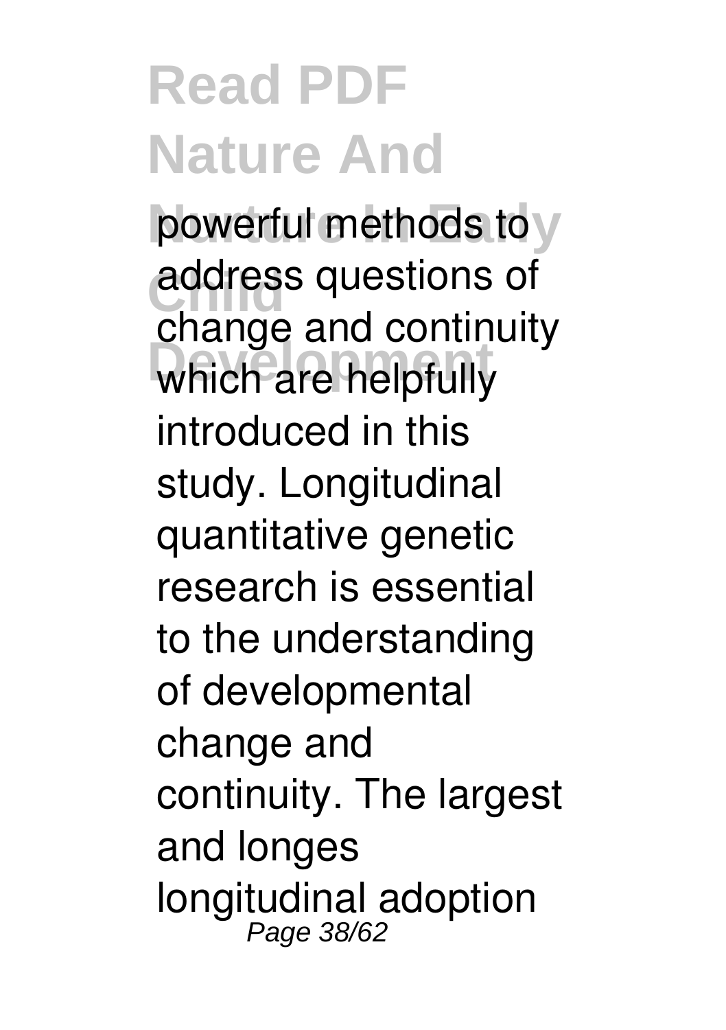powerful methods to address questions of change and continuity which are helpfully introduced in this study. Longitudinal quantitative genetic research is essential to the understanding of developmental change and continuity. The largest and longes longitudinal adoption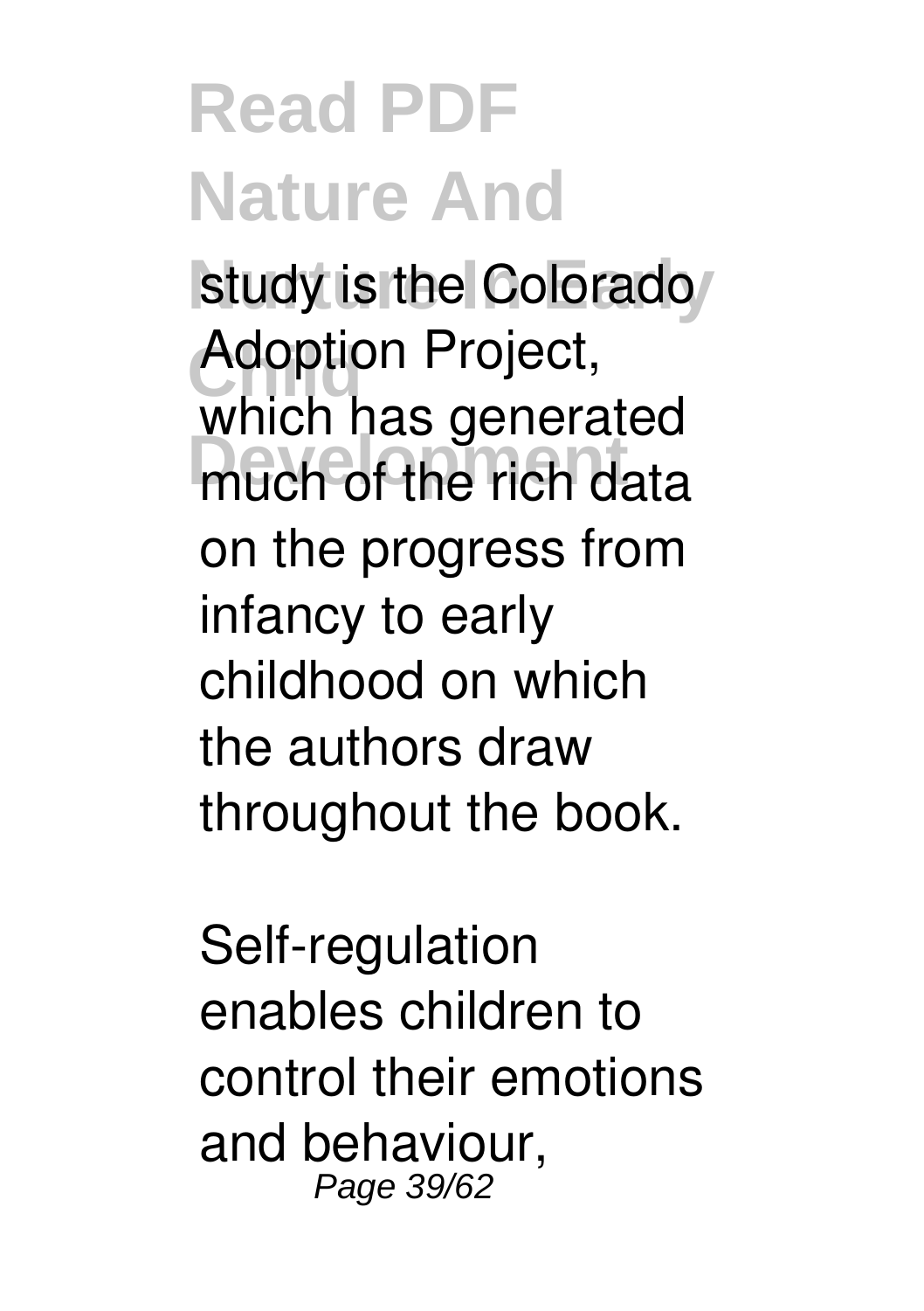study is the Colorado Adoption Project, which has generated much of the rich data on the progress from infancy to early childhood on which the authors draw throughout the book.

Self-regulation enables children to control their emotions and behaviour,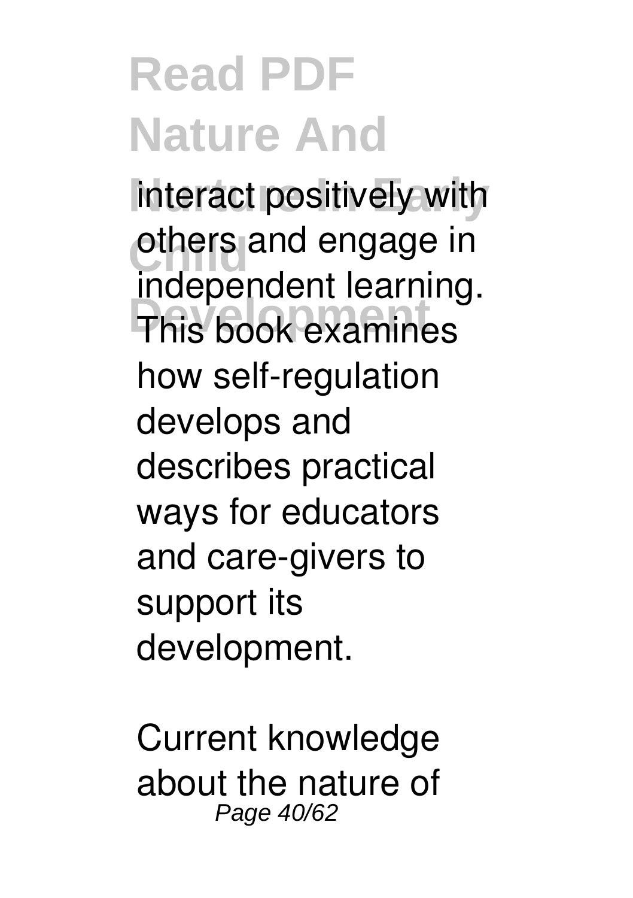interact positively with others and engage in independent learning. This book examines how self-regulation develops and describes practical ways for educators and care-givers to support its development.

Current knowledge about the nature of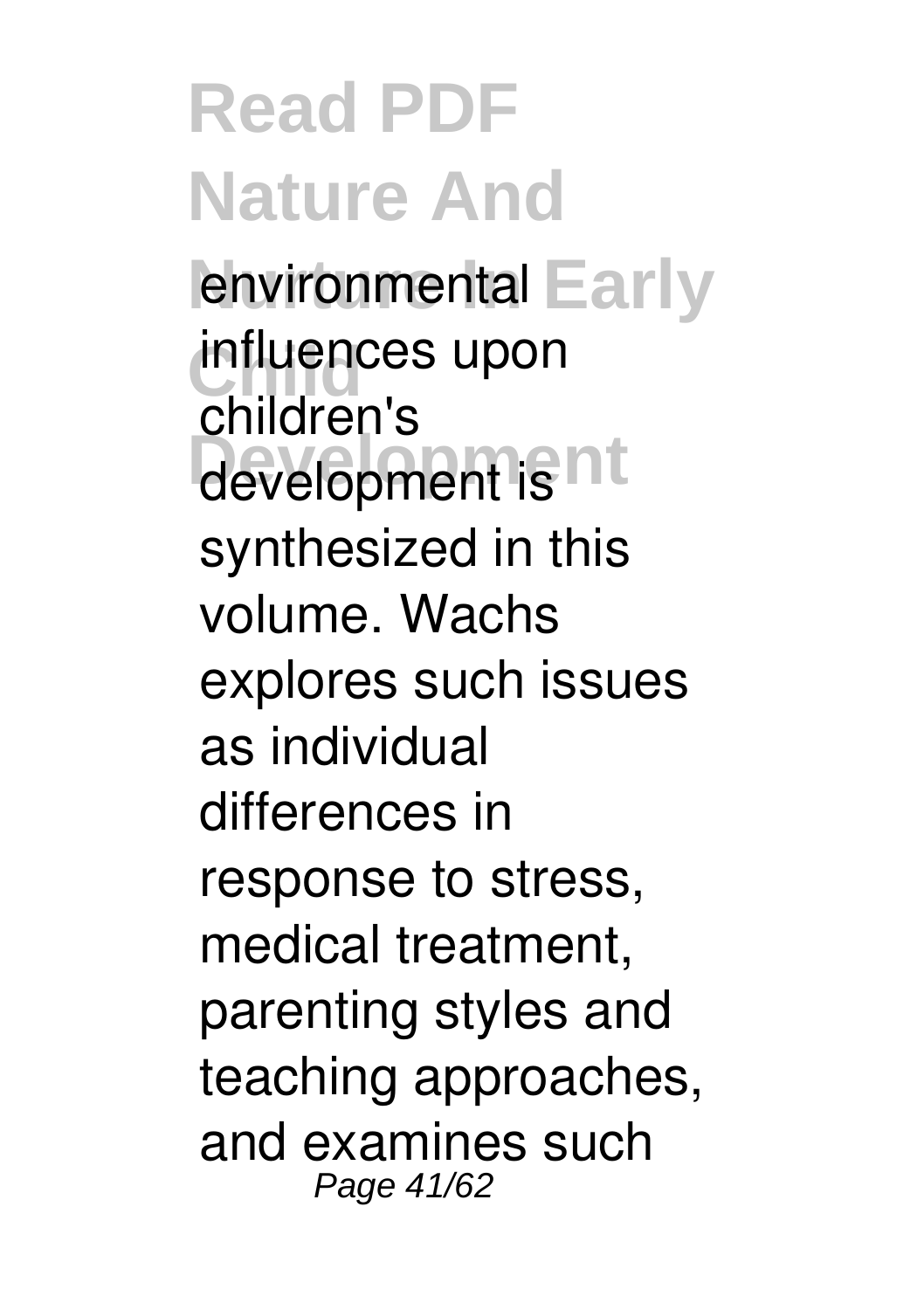environmental influences upon children's development is synthesized in this volume. Wachs explores such issues as individual differences in response to stress, medical treatment, parenting styles and teaching approaches, and examines such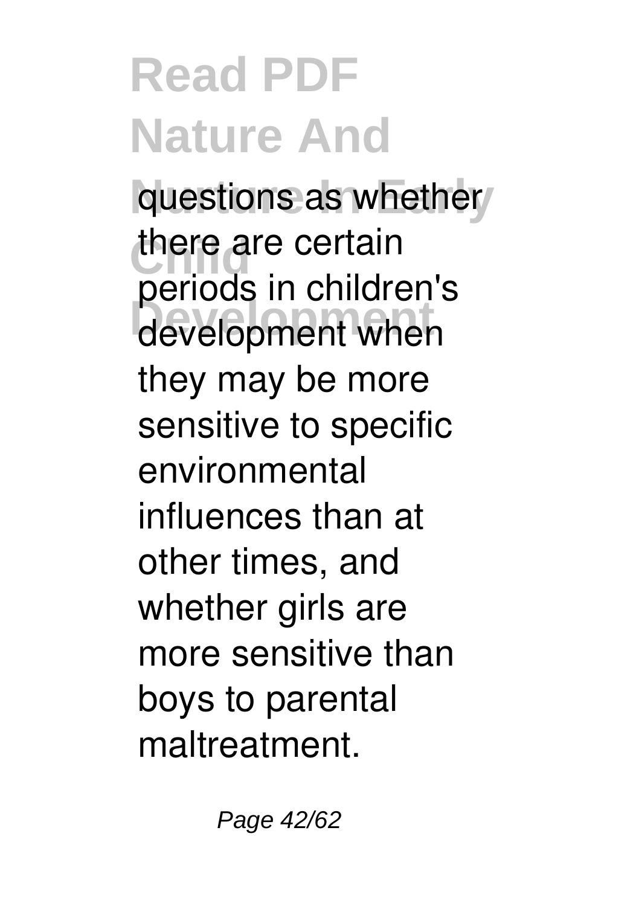questions as whether there are certain periods in children's development when they may be more sensitive to specific environmental influences than at other times, and whether girls are more sensitive than boys to parental maltreatment.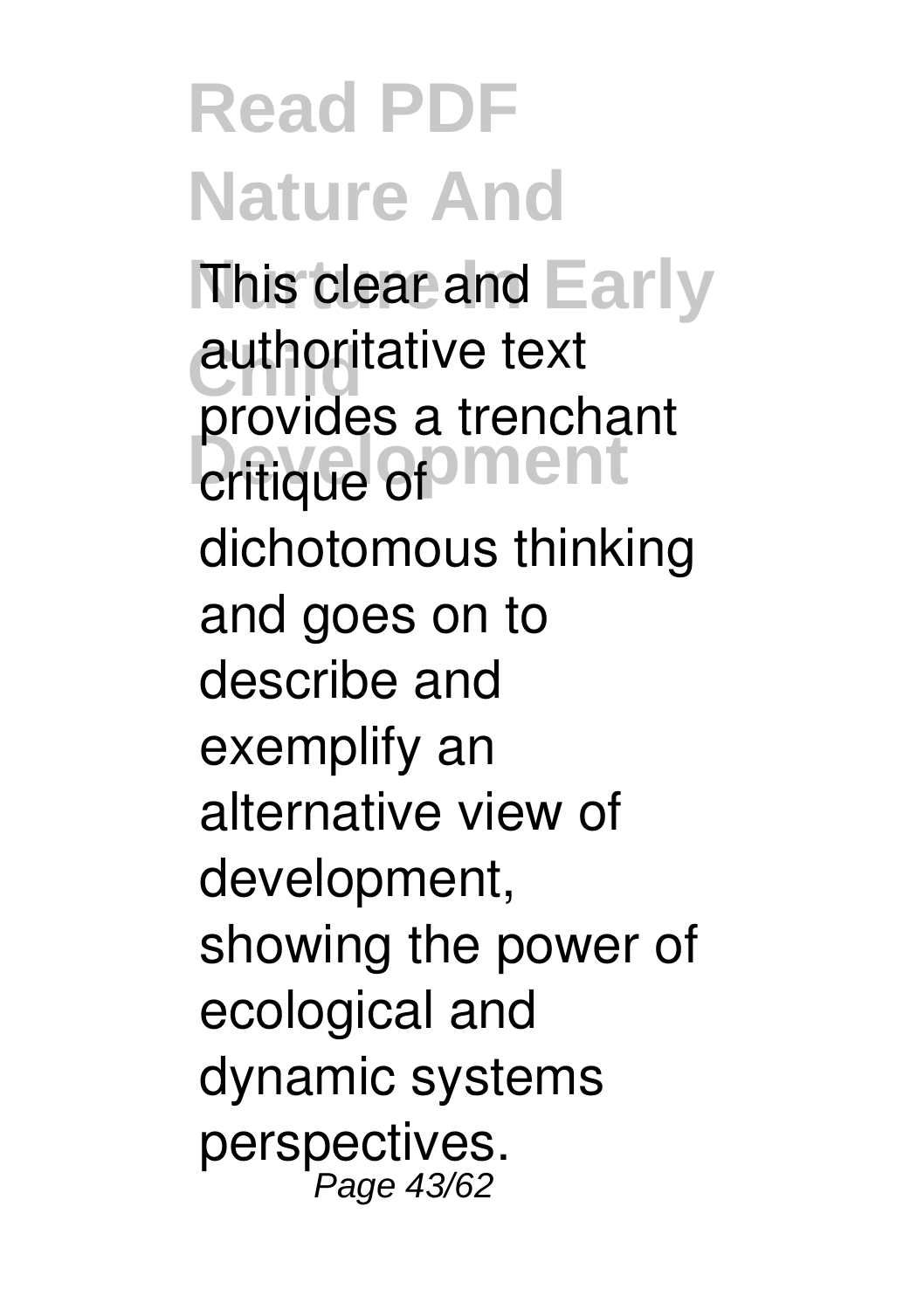This clear and authoritative text provides a trenchant critique of dichotomous thinking and goes on to describe and exemplify an alternative view of development, showing the power of ecological and dynamic systems perspectives.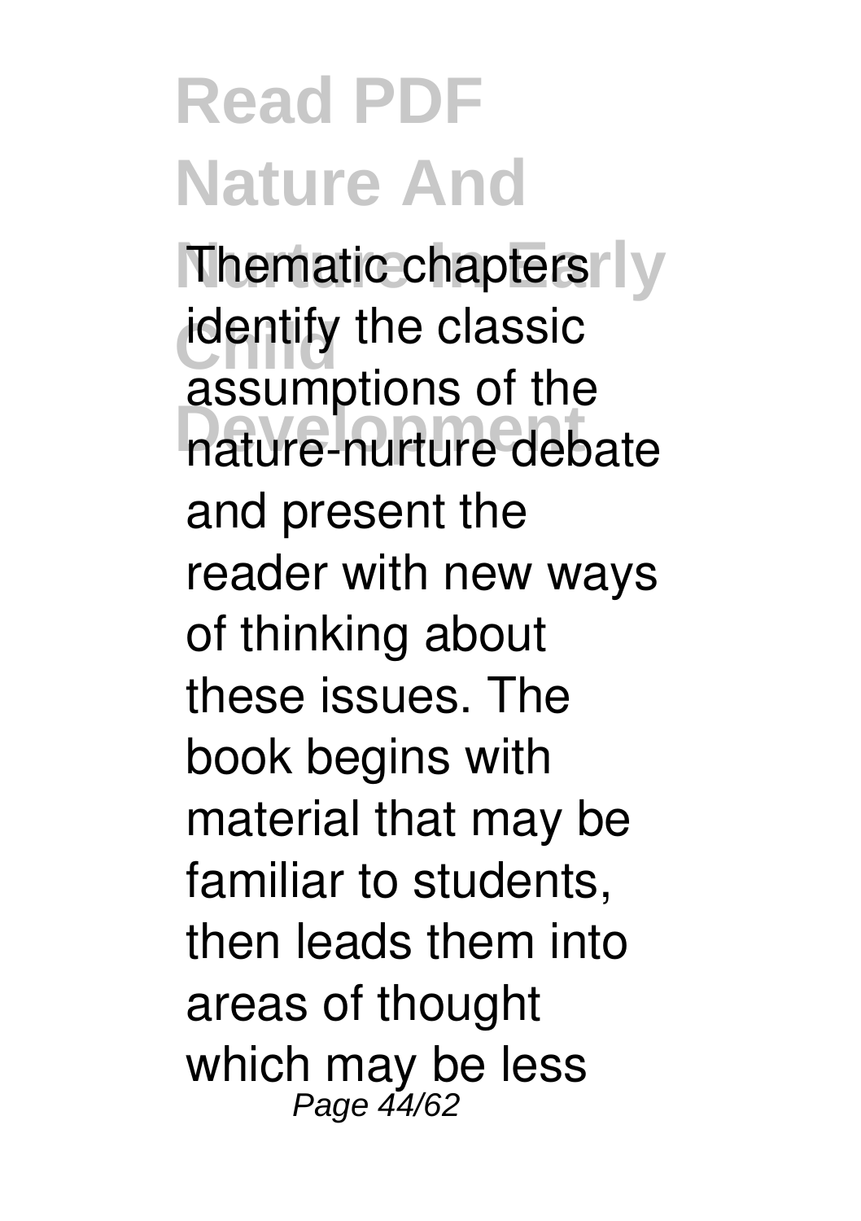Thematic chapters identify the classic assumptions of the nature-nurture debate and present the reader with new ways of thinking about these issues. The book begins with material that may be familiar to students, then leads them into areas of thought which may be less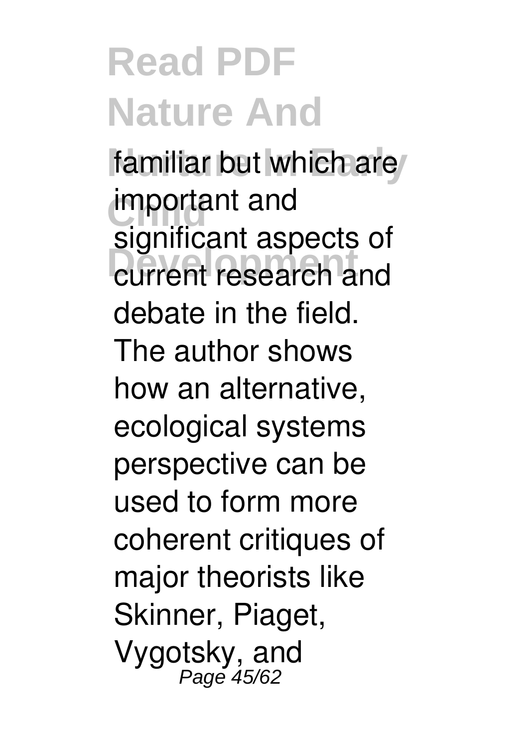familiar but which are important and significant aspects of current research and debate in the field. The author shows how an alternative, ecological systems perspective can be used to form more coherent critiques of major theorists like Skinner, Piaget, Vygotsky, and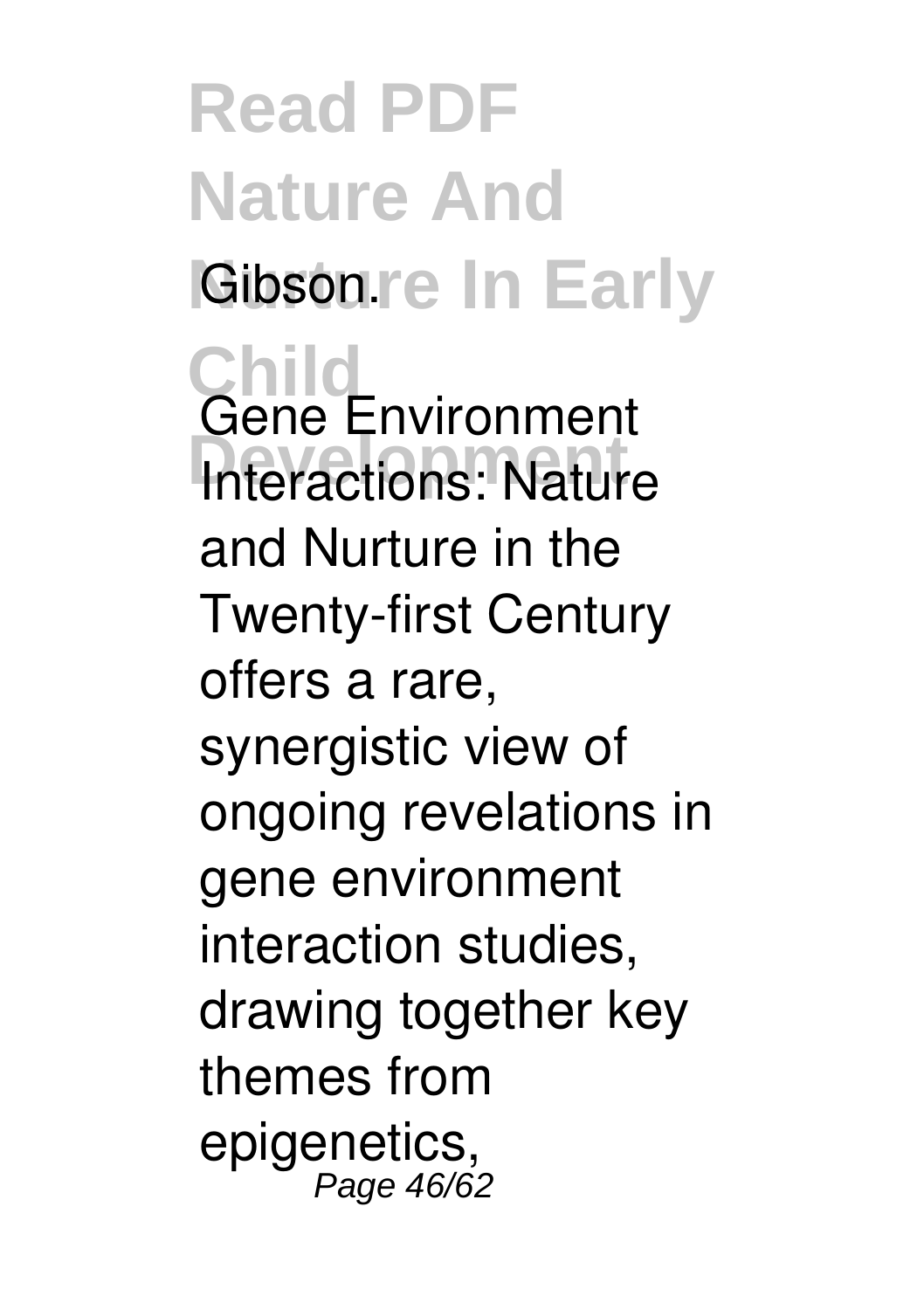Gibson.

Gene Environment Interactions: Nature and Nurture in the Twenty-first Century offers a rare, synergistic view of ongoing revelations in gene environment interaction studies, drawing together key themes from epigenetics,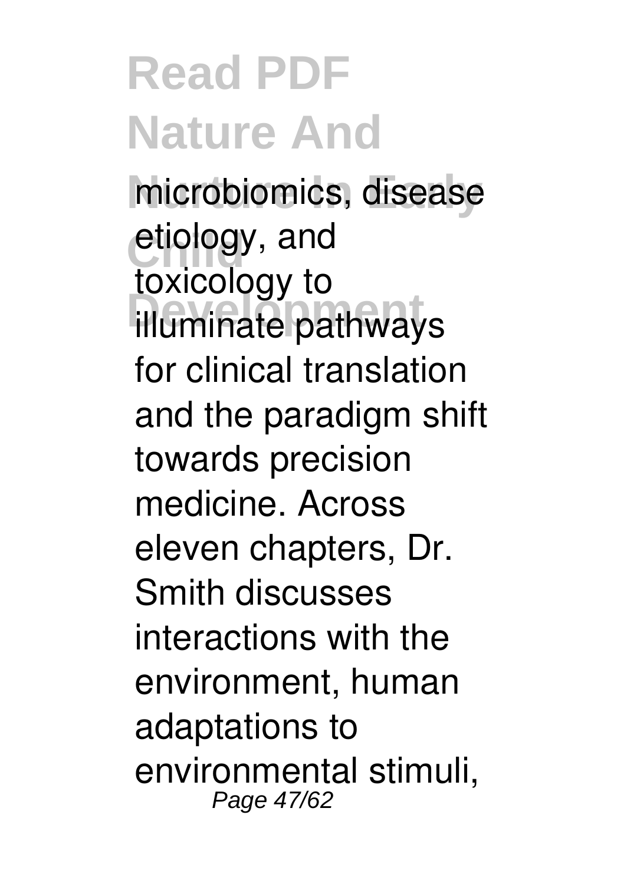microbiomics, disease etiology, and toxicology to illuminate pathways for clinical translation and the paradigm shift towards precision medicine. Across eleven chapters, Dr. Smith discusses interactions with the environment, human adaptations to environmental stimuli,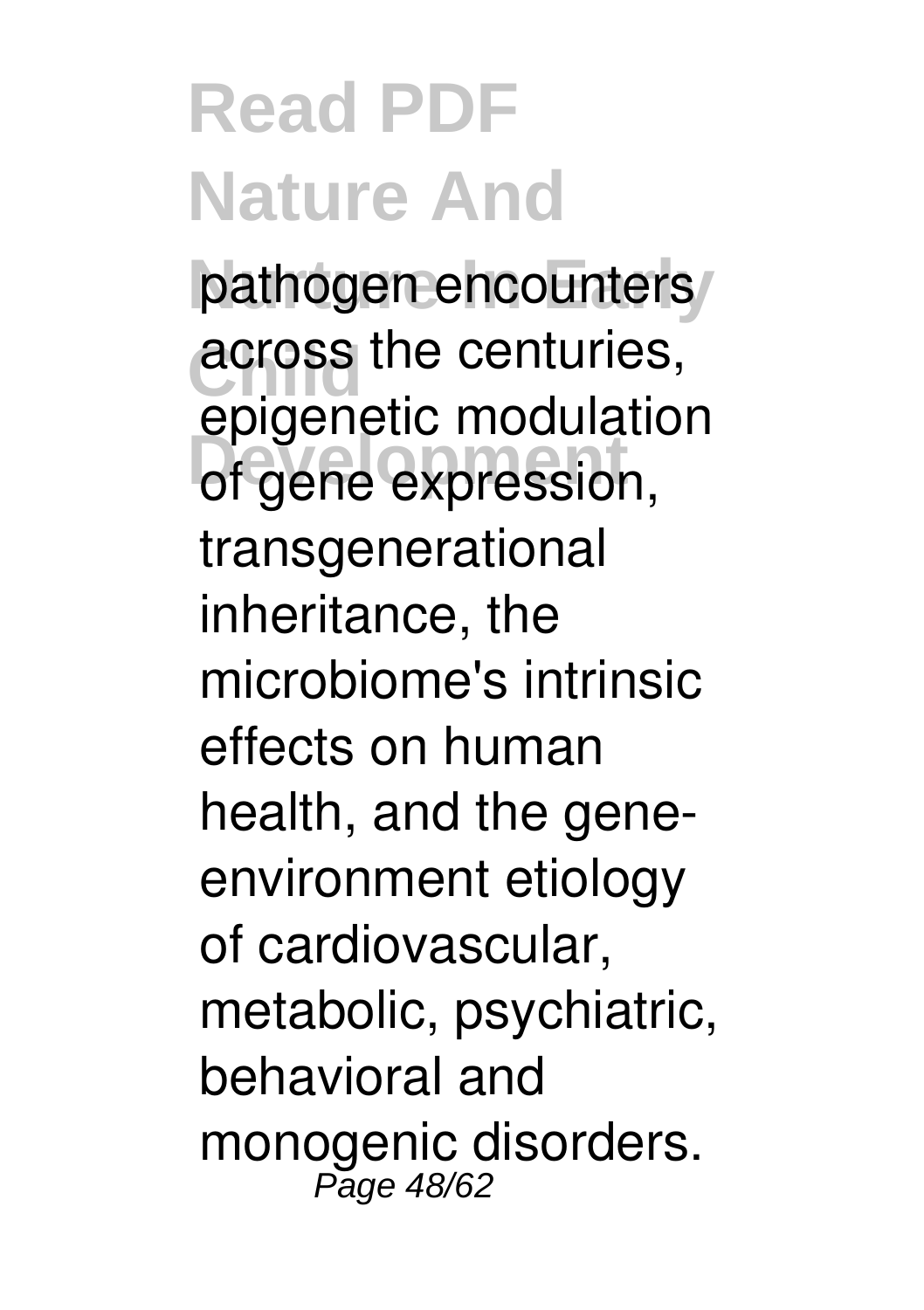pathogen encounters across the centuries, epigenetic modulation of gene expression, transgenerational inheritance, the microbiome's intrinsic effects on human health, and the gene-environment etiology of cardiovascular, metabolic, psychiatric, behavioral and monogenic disorders.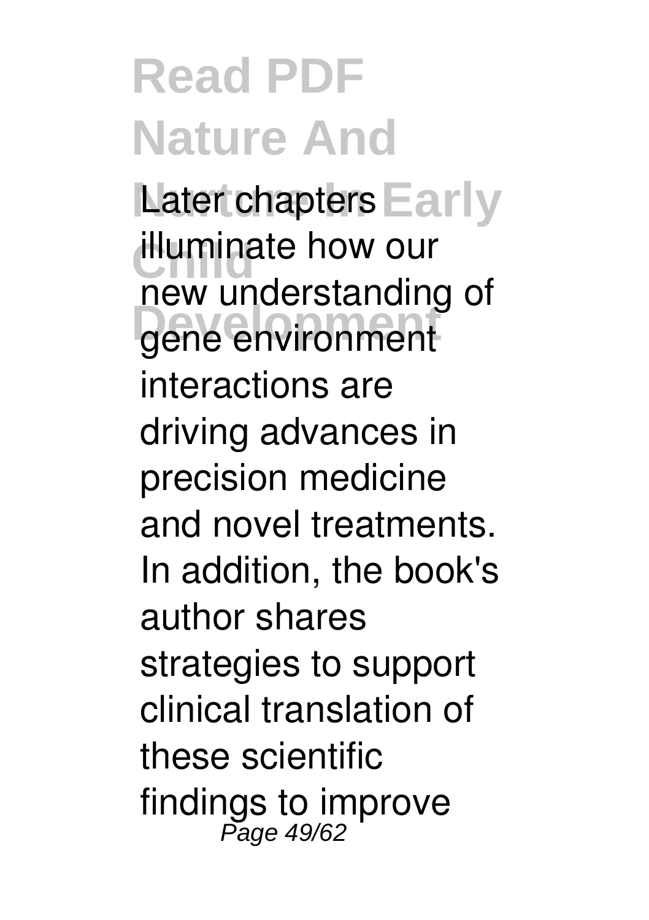Later chapters illuminate how our new understanding of gene environment interactions are driving advances in precision medicine and novel treatments. In addition, the book's author shares strategies to support clinical translation of these scientific findings to improve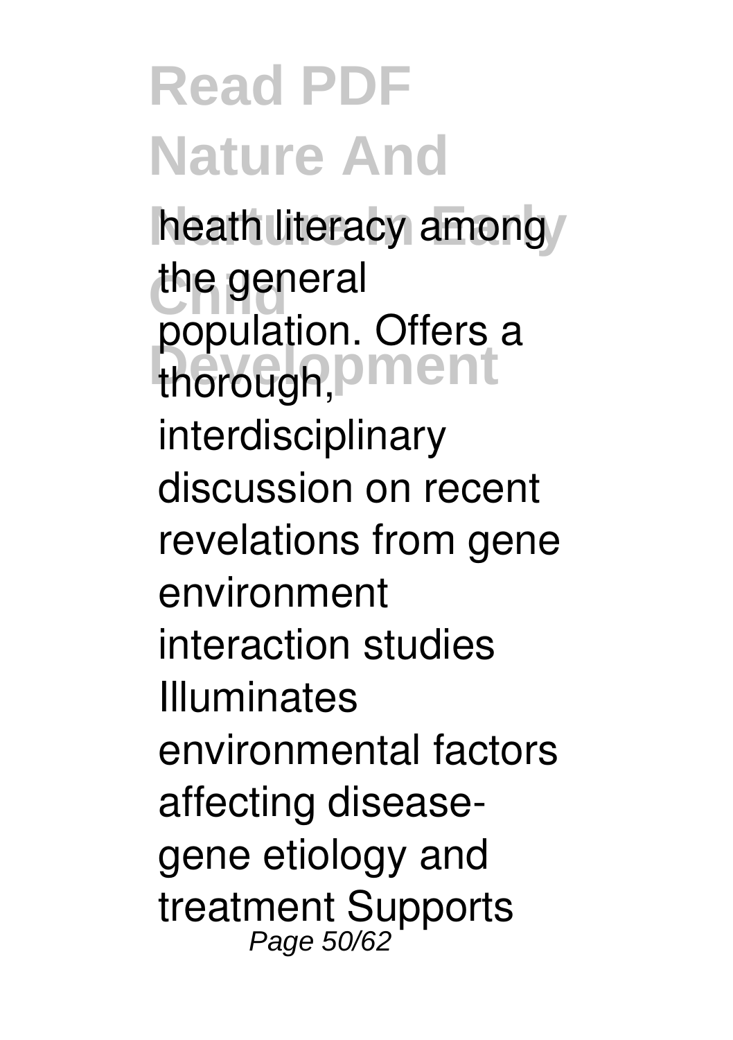heath literacy among the general population. Offers a thorough, interdisciplinary discussion on recent revelations from gene environment interaction studies Illuminates environmental factors affecting disease-gene etiology and treatment Supports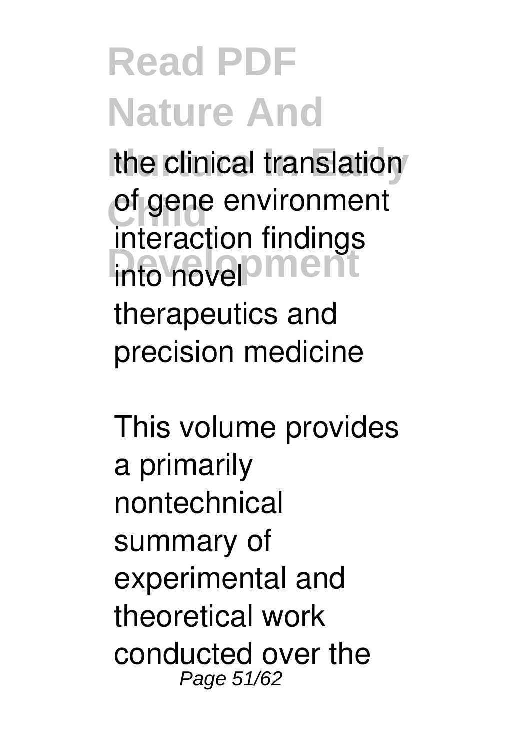the clinical translation of gene environment interaction findings into novel therapeutics and precision medicine

This volume provides a primarily nontechnical summary of experimental and theoretical work conducted over the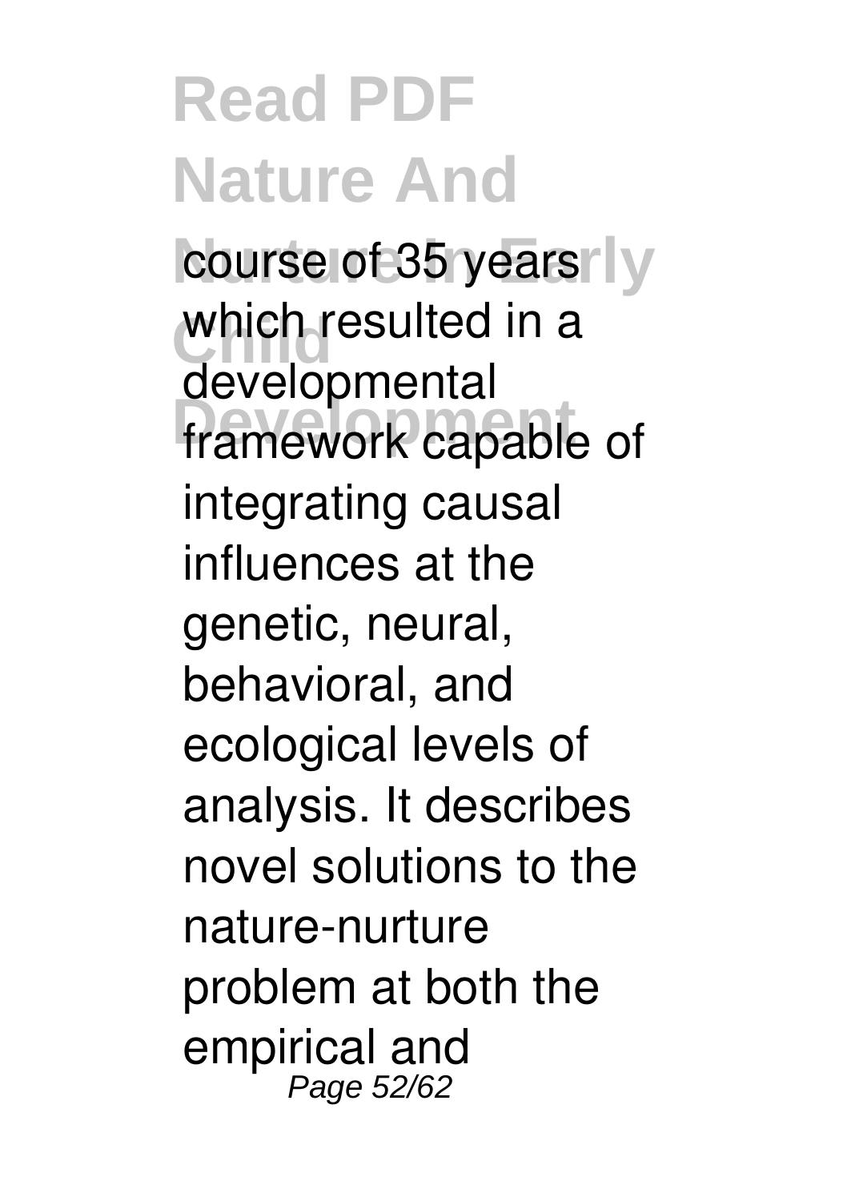course of 35 years which resulted in a developmental framework capable of integrating causal influences at the genetic, neural, behavioral, and ecological levels of analysis. It describes novel solutions to the nature-nurture problem at both the empirical and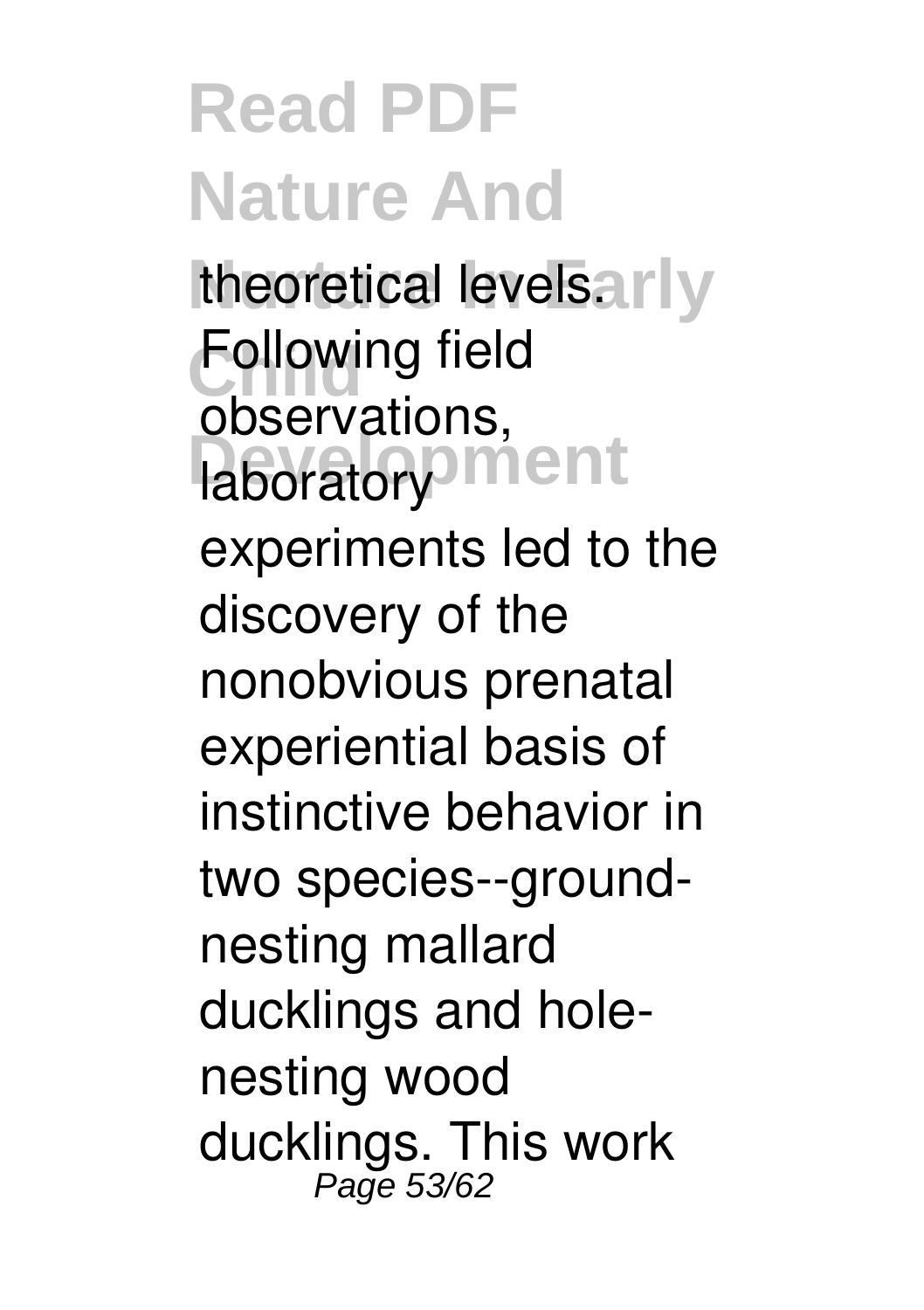theoretical levels. Following field observations, laboratory experiments led to the discovery of the nonobvious prenatal experiential basis of instinctive behavior in two species--ground-nesting mallard ducklings and hole-nesting wood ducklings. This work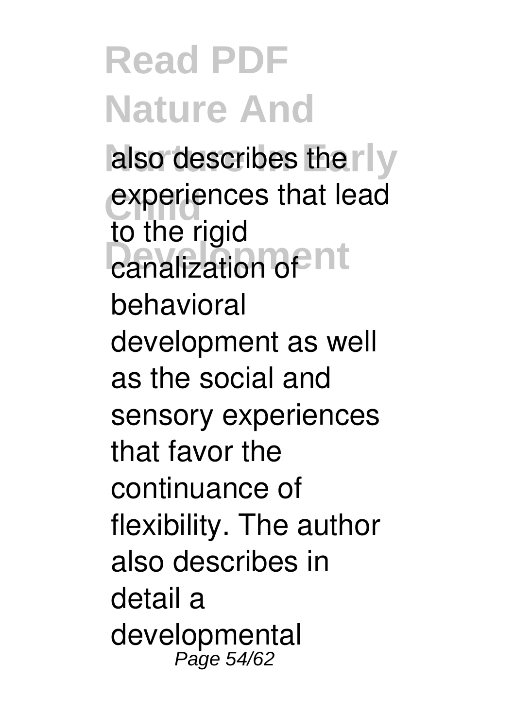also describes the experiences that lead to the rigid canalization of behavioral development as well as the social and sensory experiences that favor the continuance of flexibility. The author also describes in detail a developmental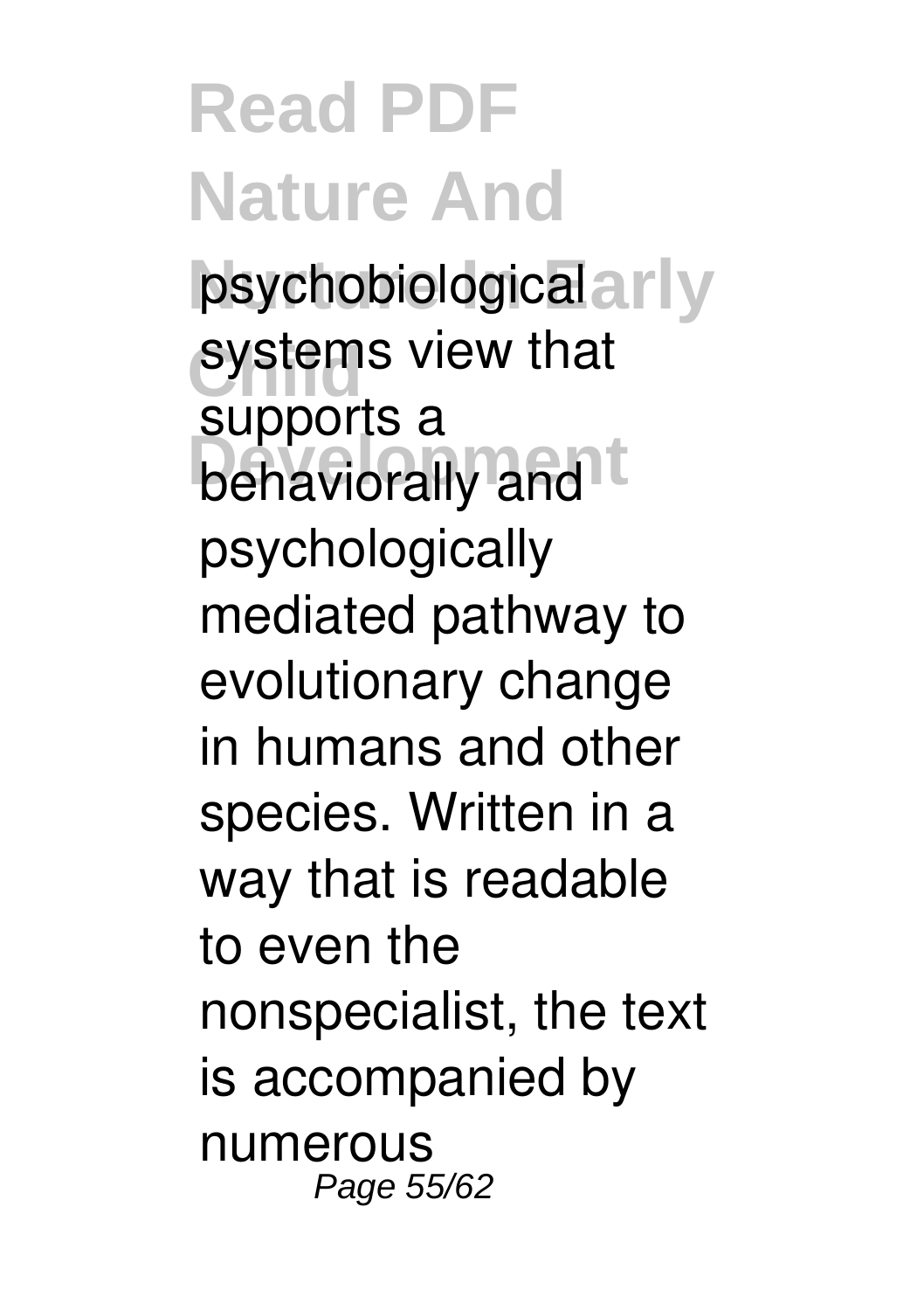psychobiological systems view that supports a behaviorally and psychologically mediated pathway to evolutionary change in humans and other species. Written in a way that is readable to even the nonspecialist, the text is accompanied by numerous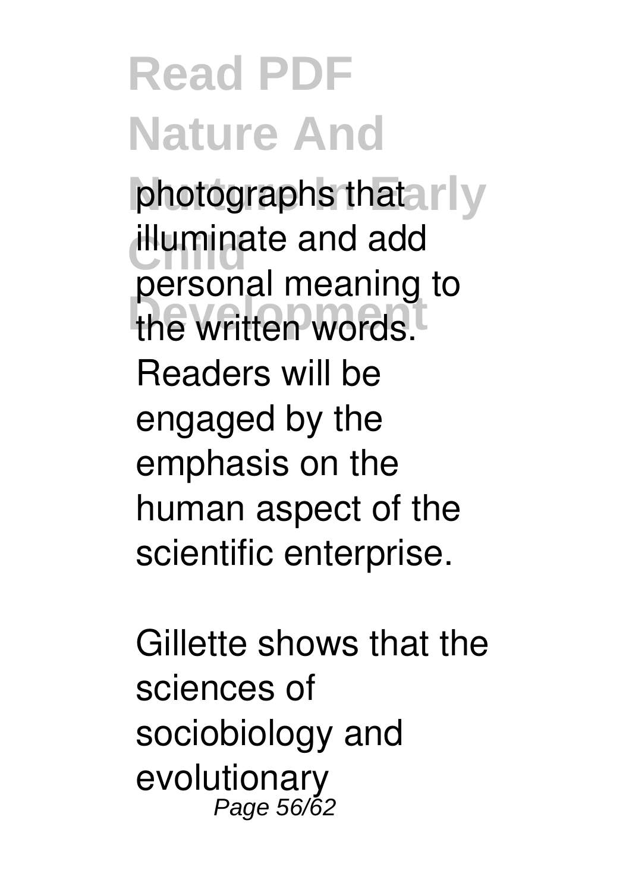photographs that illuminate and add personal meaning to the written words. Readers will be engaged by the emphasis on the human aspect of the scientific enterprise.

Gillette shows that the sciences of sociobiology and evolutionary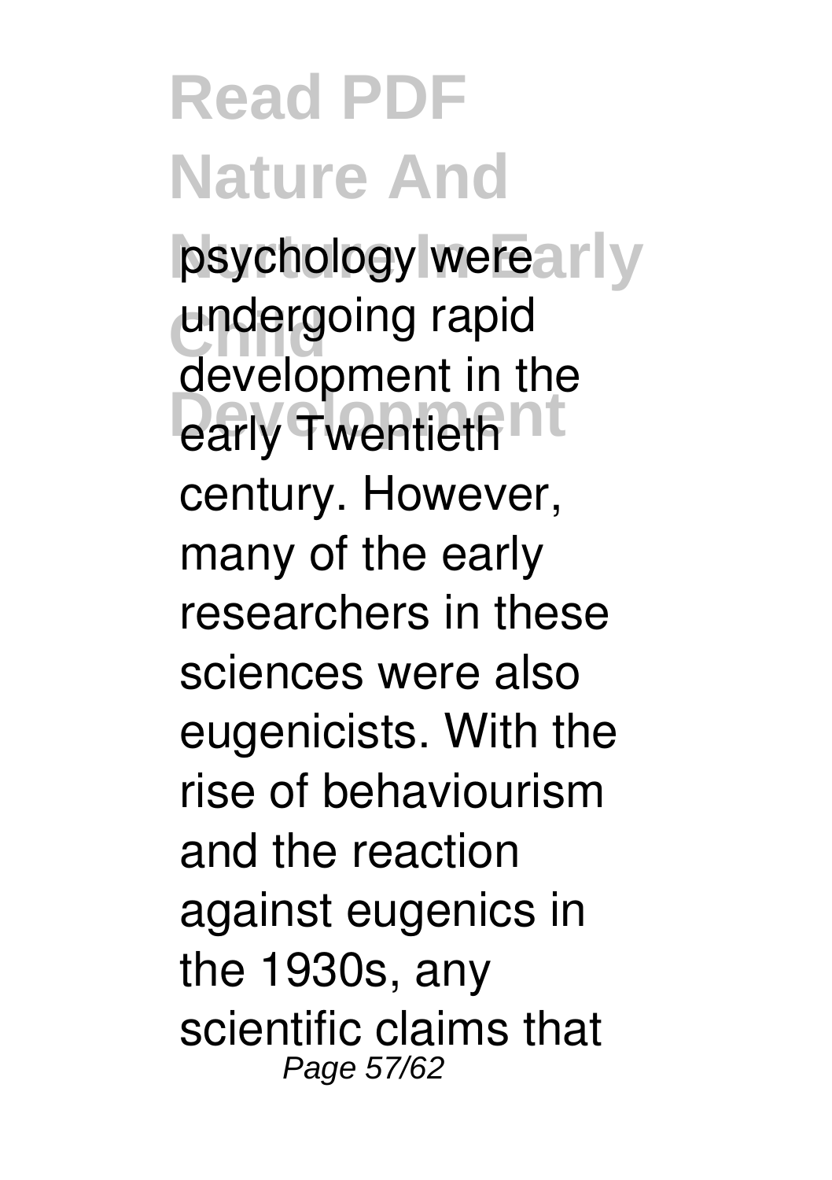psychology were undergoing rapid development in the early Twentieth century. However, many of the early researchers in these sciences were also eugenicists. With the rise of behaviourism and the reaction against eugenics in the 1930s, any scientific claims that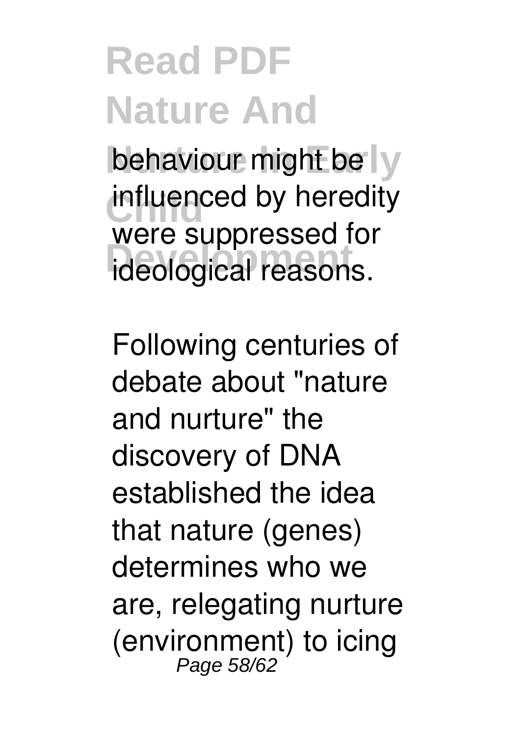behaviour might be influenced by heredity were suppressed for ideological reasons.

Following centuries of debate about "nature and nurture" the discovery of DNA established the idea that nature (genes) determines who we are, relegating nurture (environment) to icing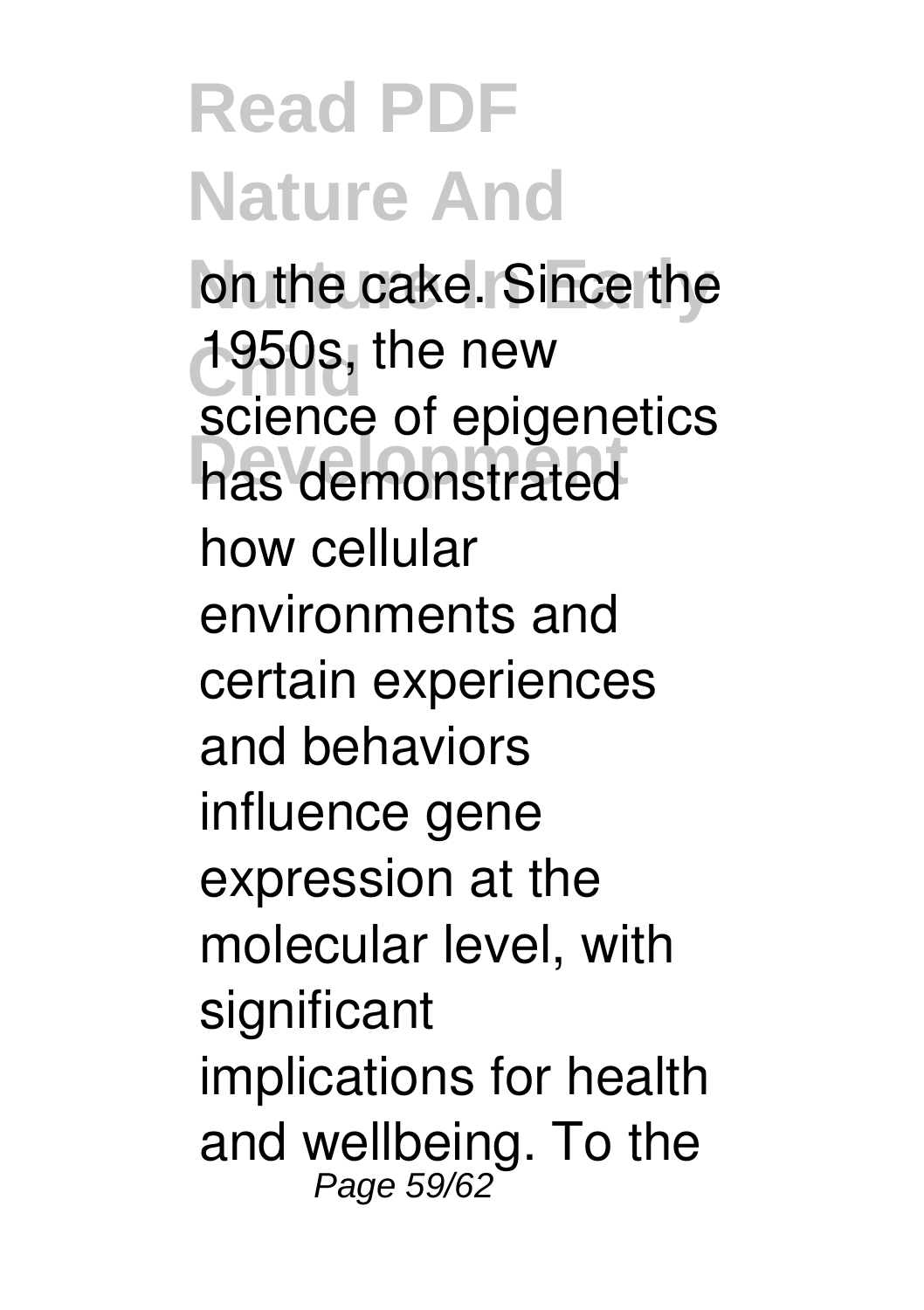on the cake. Since the 1950s, the new science of epigenetics has demonstrated how cellular environments and certain experiences and behaviors influence gene expression at the molecular level, with significant implications for health and wellbeing. To the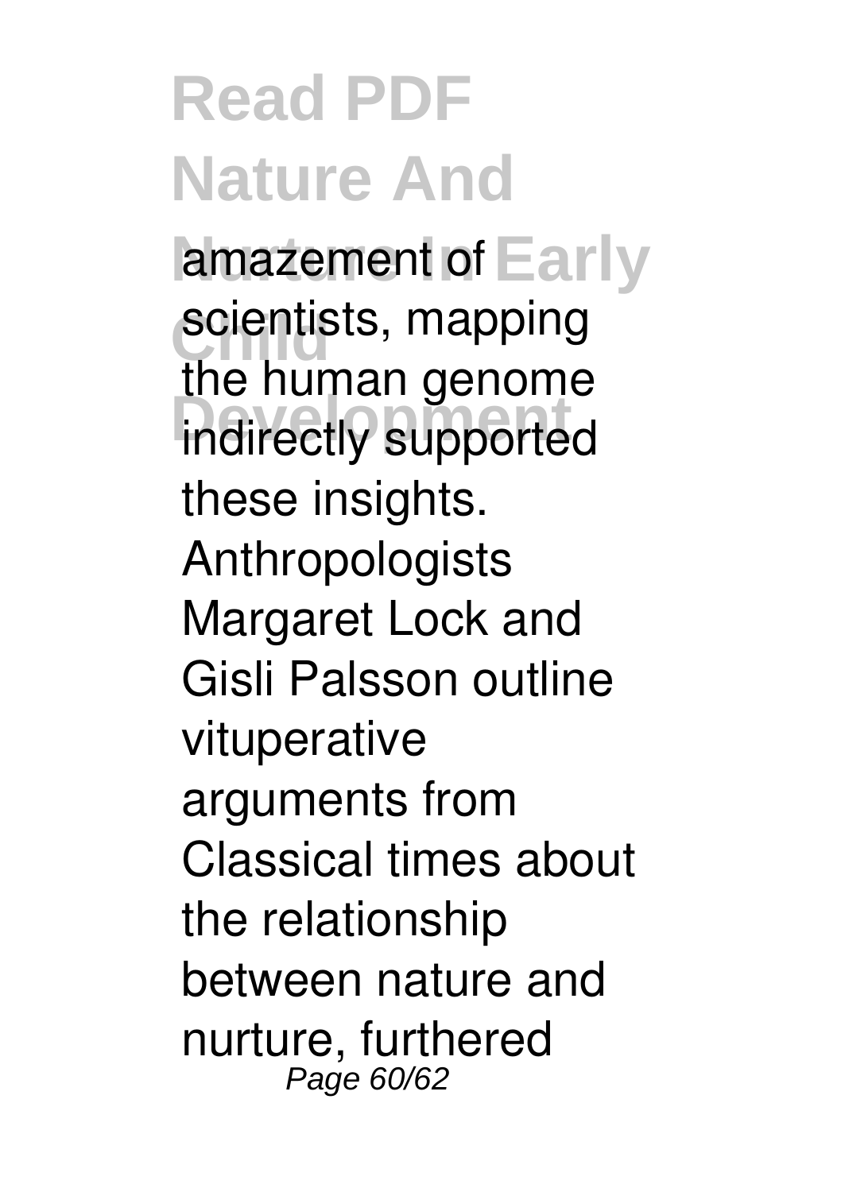amazement of scientists, mapping the human genome indirectly supported these insights. Anthropologists Margaret Lock and Gisli Palsson outline vituperative arguments from Classical times about the relationship between nature and nurture, furthered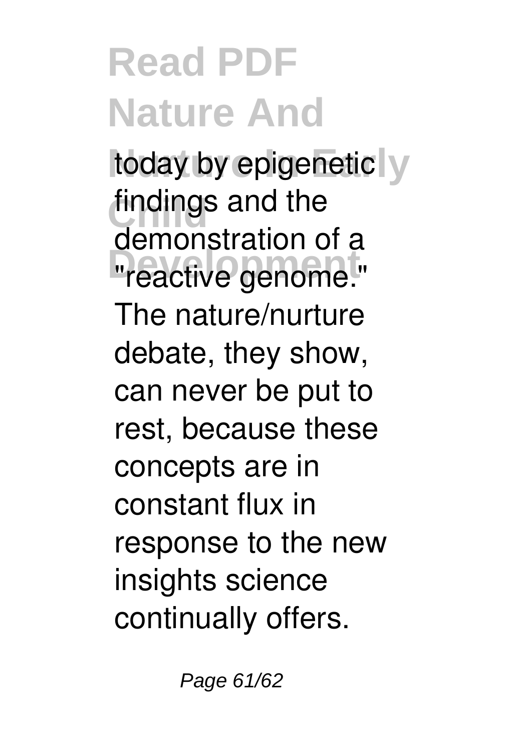today by epigenetic findings and the demonstration of a "reactive genome." The nature/nurture debate, they show, can never be put to rest, because these concepts are in constant flux in response to the new insights science continually offers.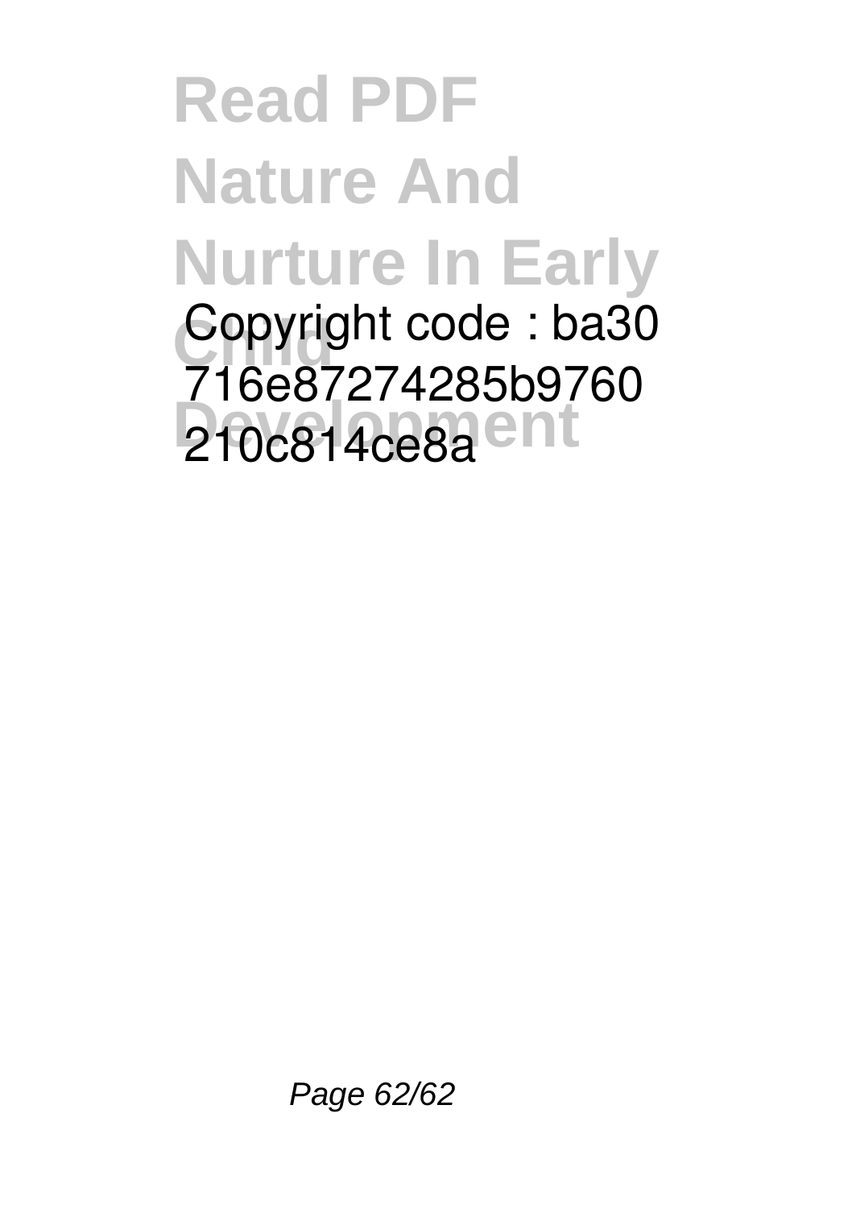Copyright code : ba30716e87274285b9760210c814ce8a